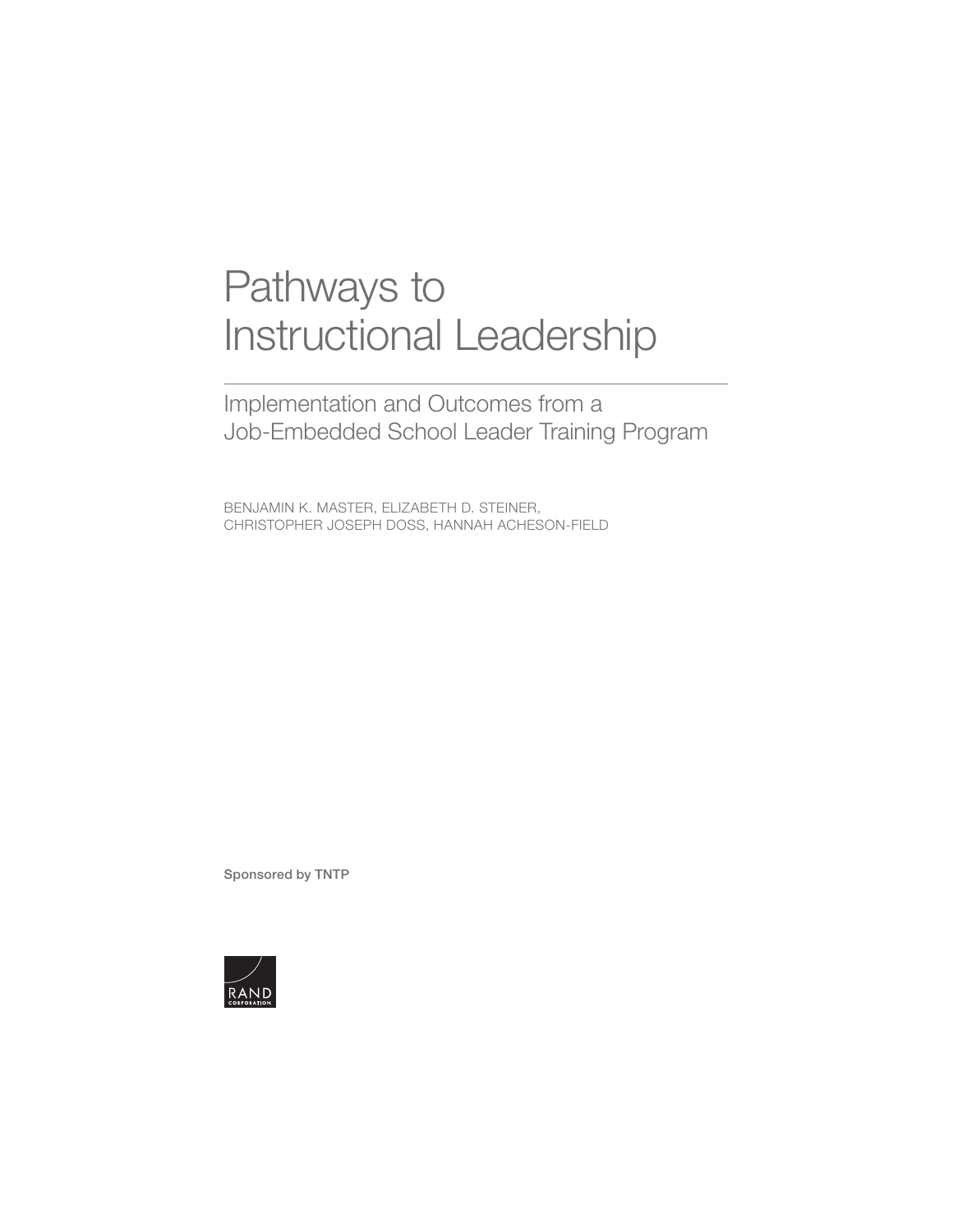# Pathways to Instructional Leadership

## Implementation and Outcomes from a Job-Embedded School Leader Training Program

BENJAMIN K. MASTER, ELIZABETH D. STEINER, CHRISTOPHER JOSEPH DOSS, HANNAH ACHESON-FIELD

Sponsored by TNTP

RAND CORPORATION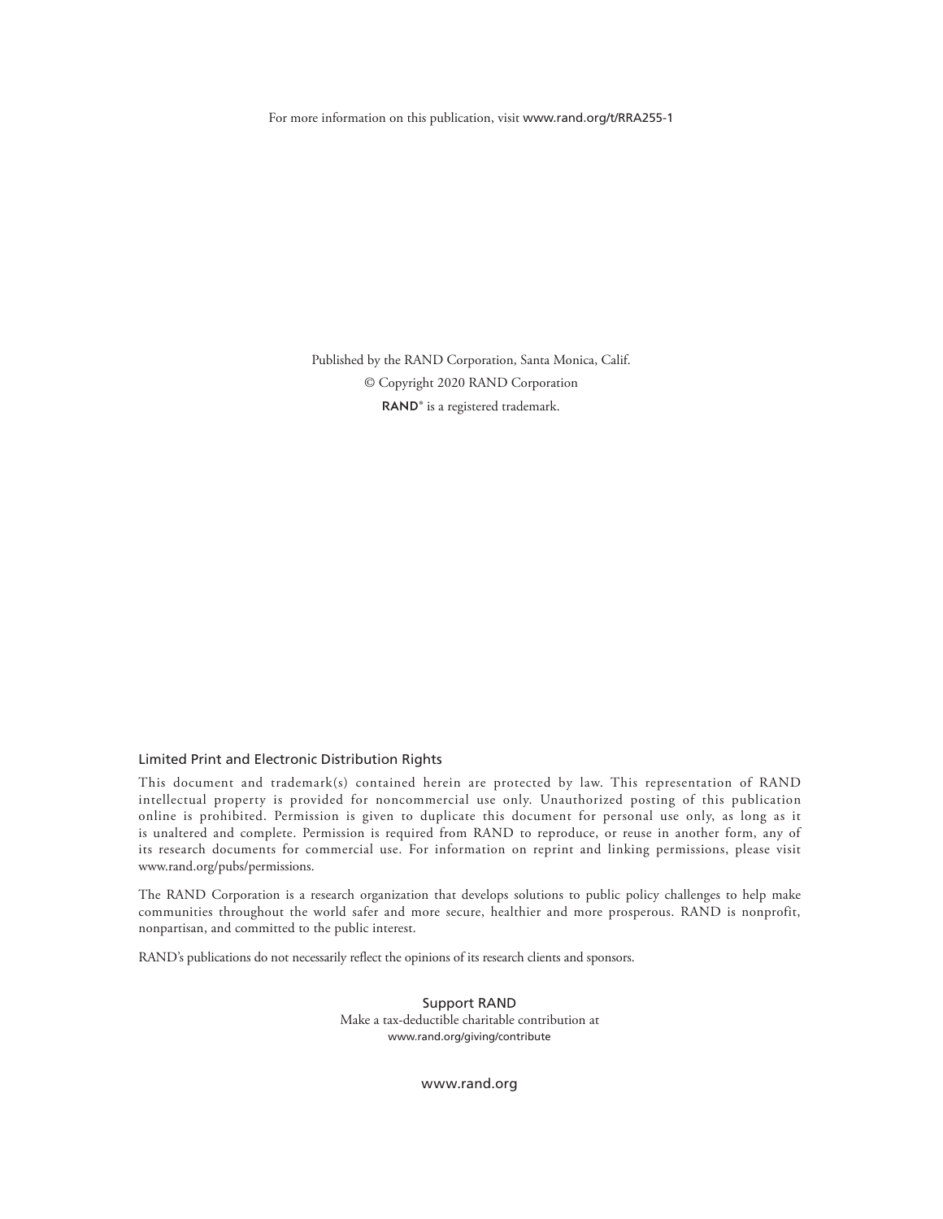For more information on this publication, visit www.rand.org/t/RRA255-1

Published by the RAND Corporation, Santa Monica, Calif.
© Copyright 2020 RAND Corporation
RAND® is a registered trademark.

### Limited Print and Electronic Distribution Rights

This document and trademark(s) contained herein are protected by law. This representation of RAND intellectual property is provided for noncommercial use only. Unauthorized posting of this publication online is prohibited. Permission is given to duplicate this document for personal use only, as long as it is unaltered and complete. Permission is required from RAND to reproduce, or reuse in another form, any of its research documents for commercial use. For information on reprint and linking permissions, please visit www.rand.org/pubs/permissions.

The RAND Corporation is a research organization that develops solutions to public policy challenges to help make communities throughout the world safer and more secure, healthier and more prosperous. RAND is nonprofit, nonpartisan, and committed to the public interest.

RAND's publications do not necessarily reflect the opinions of its research clients and sponsors.

Support RAND
Make a tax-deductible charitable contribution at
www.rand.org/giving/contribute

www.rand.org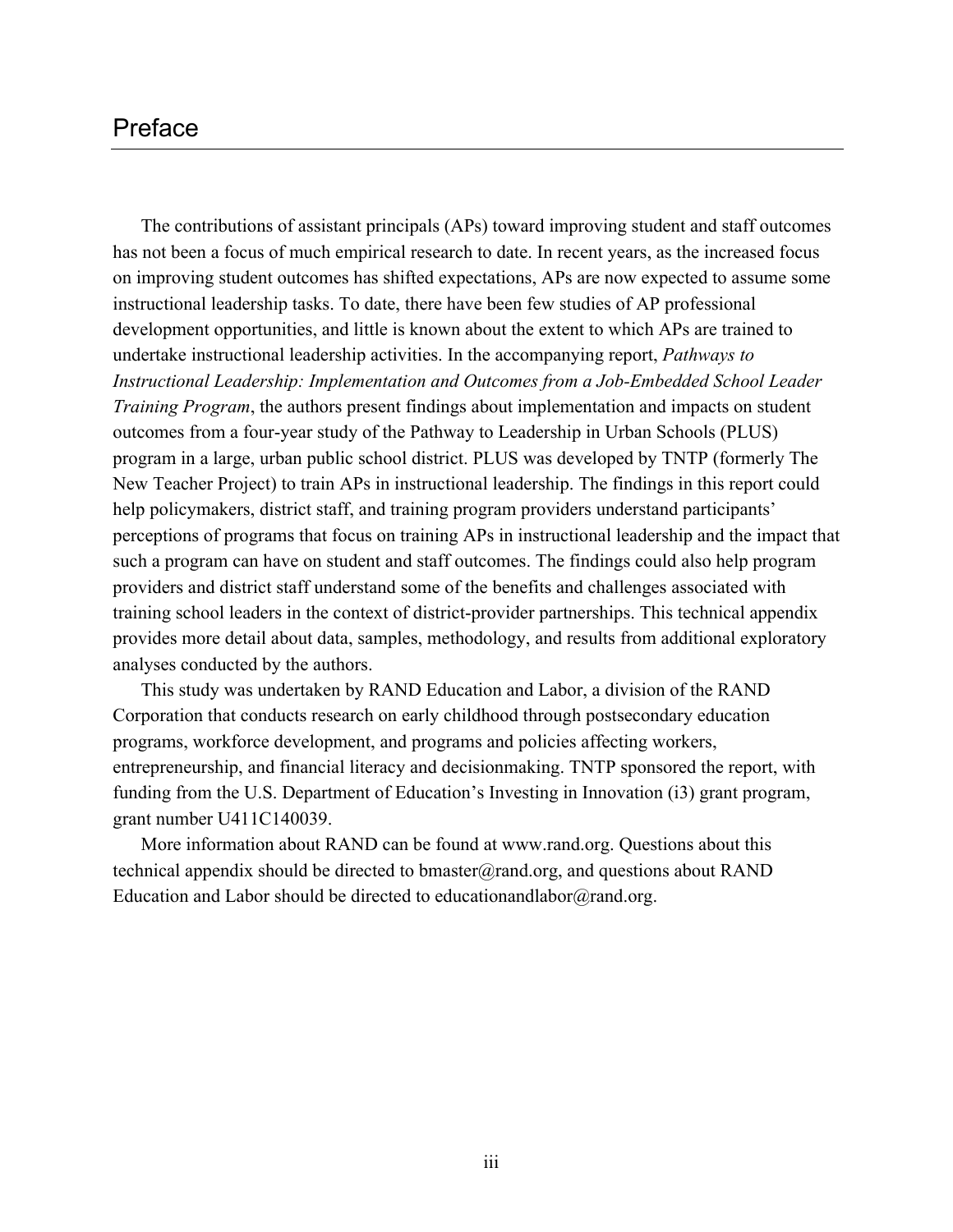# Preface

The contributions of assistant principals (APs) toward improving student and staff outcomes has not been a focus of much empirical research to date. In recent years, as the increased focus on improving student outcomes has shifted expectations, APs are now expected to assume some instructional leadership tasks. To date, there have been few studies of AP professional development opportunities, and little is known about the extent to which APs are trained to undertake instructional leadership activities. In the accompanying report, *Pathways to Instructional Leadership: Implementation and Outcomes from a Job-Embedded School Leader Training Program*, the authors present findings about implementation and impacts on student outcomes from a four-year study of the Pathway to Leadership in Urban Schools (PLUS) program in a large, urban public school district. PLUS was developed by TNTP (formerly The New Teacher Project) to train APs in instructional leadership. The findings in this report could help policymakers, district staff, and training program providers understand participants' perceptions of programs that focus on training APs in instructional leadership and the impact that such a program can have on student and staff outcomes. The findings could also help program providers and district staff understand some of the benefits and challenges associated with training school leaders in the context of district-provider partnerships. This technical appendix provides more detail about data, samples, methodology, and results from additional exploratory analyses conducted by the authors.

This study was undertaken by RAND Education and Labor, a division of the RAND Corporation that conducts research on early childhood through postsecondary education programs, workforce development, and programs and policies affecting workers, entrepreneurship, and financial literacy and decisionmaking. TNTP sponsored the report, with funding from the U.S. Department of Education's Investing in Innovation (i3) grant program, grant number U411C140039.

More information about RAND can be found at www.rand.org. Questions about this technical appendix should be directed to bmaster@rand.org, and questions about RAND Education and Labor should be directed to educationandlabor@rand.org.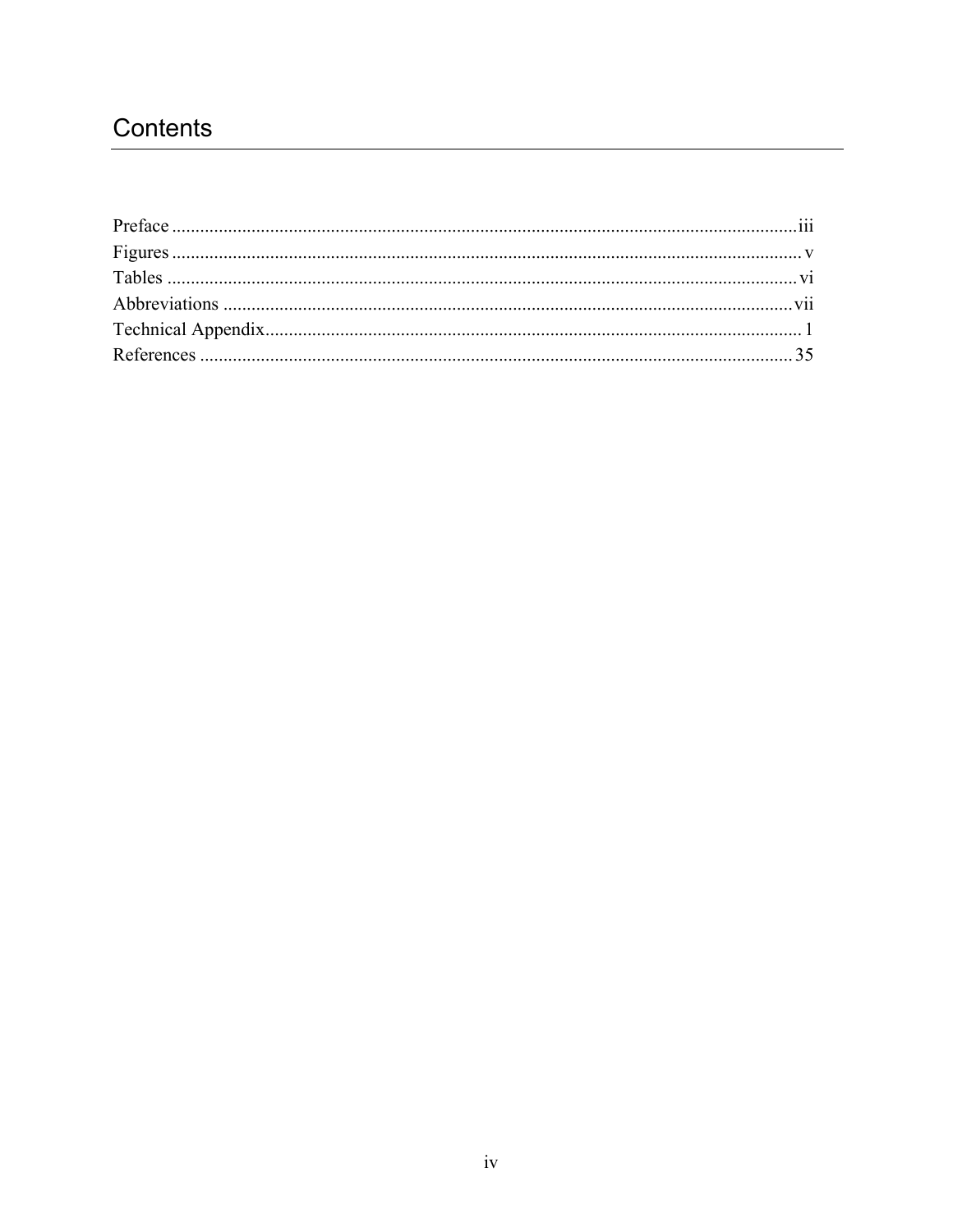# Contents

Preface .................................................................................................................................iii
Figures ................................................................................................................................. v
Tables ................................................................................................................................. vi
Abbreviations ..................................................................................................................... vii
Technical Appendix............................................................................................................... 1
References .......................................................................................................................... 35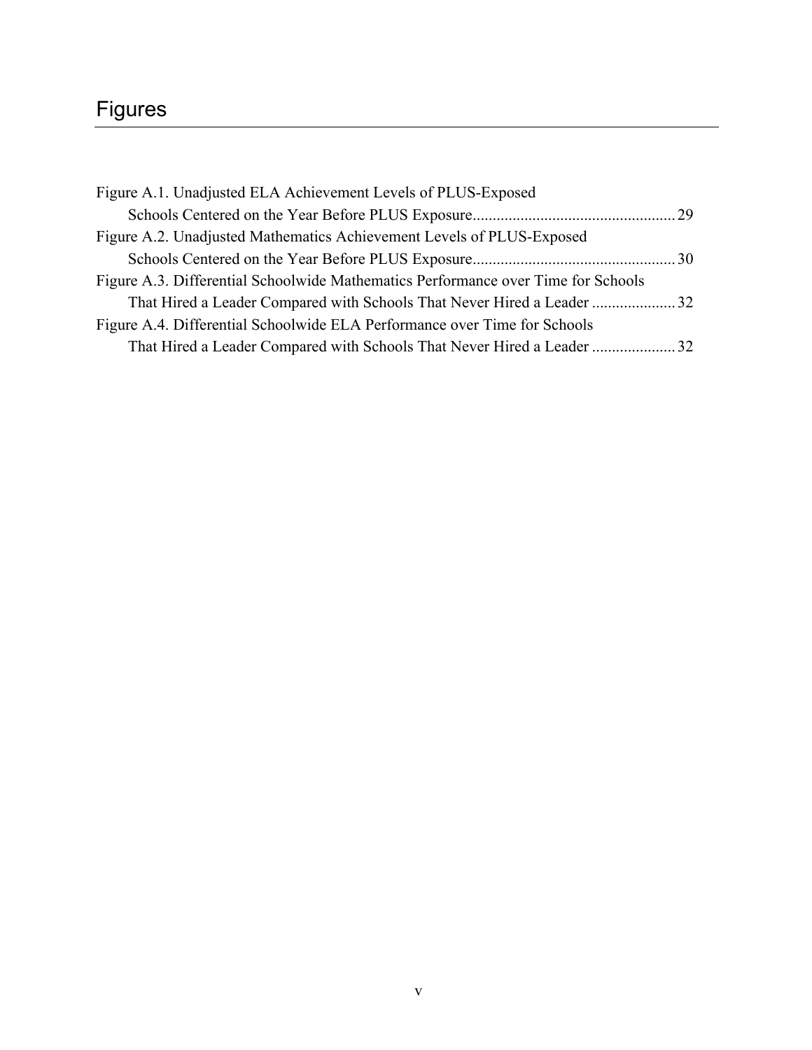# Figures

Figure A.1. Unadjusted ELA Achievement Levels of PLUS-Exposed Schools Centered on the Year Before PLUS Exposure .................................................. 29

Figure A.2. Unadjusted Mathematics Achievement Levels of PLUS-Exposed Schools Centered on the Year Before PLUS Exposure .................................................. 30

Figure A.3. Differential Schoolwide Mathematics Performance over Time for Schools That Hired a Leader Compared with Schools That Never Hired a Leader .................... 32

Figure A.4. Differential Schoolwide ELA Performance over Time for Schools That Hired a Leader Compared with Schools That Never Hired a Leader .................... 32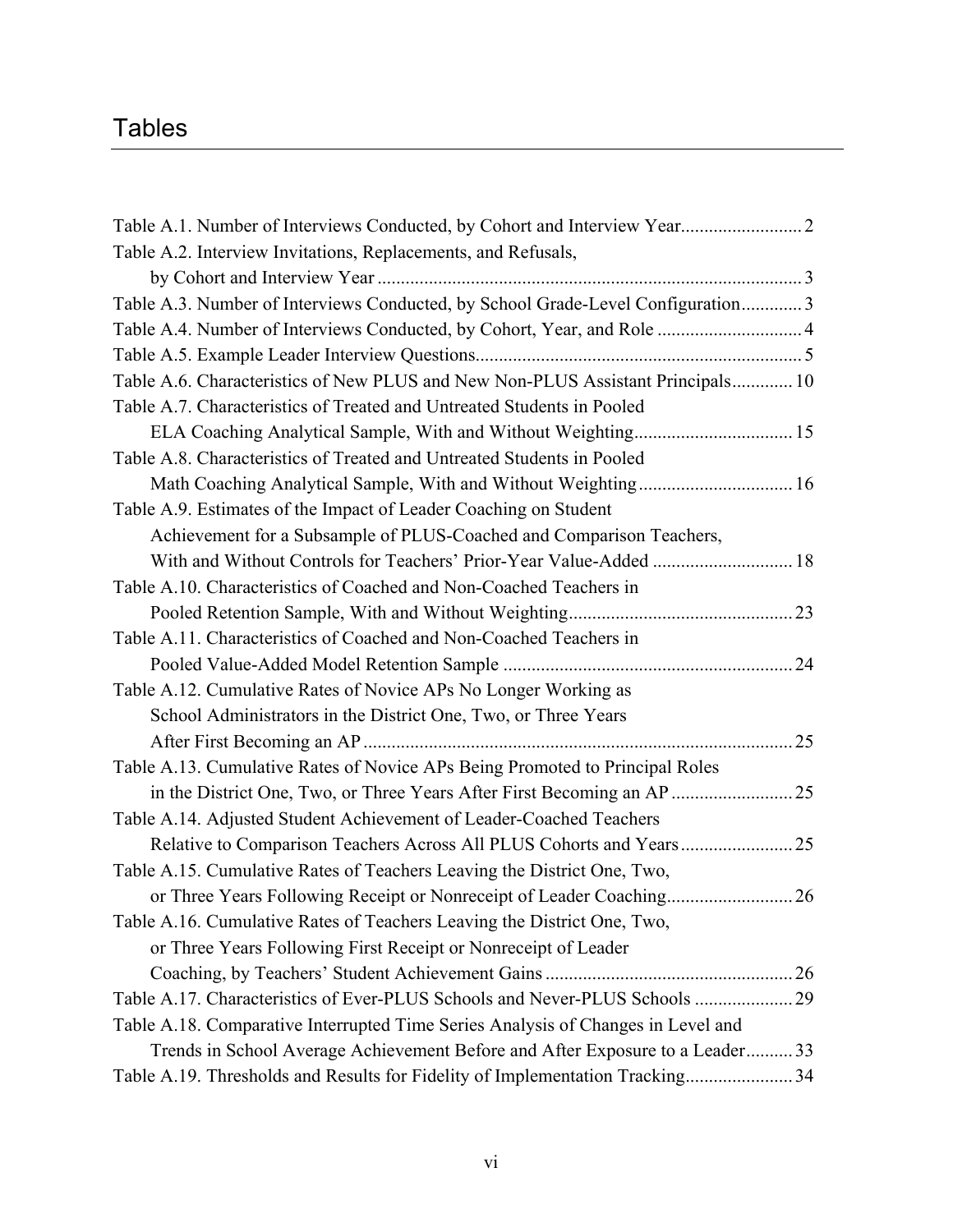# Tables

Table A.1. Number of Interviews Conducted, by Cohort and Interview Year .......................... 2

Table A.2. Interview Invitations, Replacements, and Refusals, by Cohort and Interview Year .......................... 3

Table A.3. Number of Interviews Conducted, by School Grade-Level Configuration .......................... 3

Table A.4. Number of Interviews Conducted, by Cohort, Year, and Role .......................... 4

Table A.5. Example Leader Interview Questions .......................... 5

Table A.6. Characteristics of New PLUS and New Non-PLUS Assistant Principals .......................... 10

Table A.7. Characteristics of Treated and Untreated Students in Pooled ELA Coaching Analytical Sample, With and Without Weighting .......................... 15

Table A.8. Characteristics of Treated and Untreated Students in Pooled Math Coaching Analytical Sample, With and Without Weighting .......................... 16

Table A.9. Estimates of the Impact of Leader Coaching on Student Achievement for a Subsample of PLUS-Coached and Comparison Teachers, With and Without Controls for Teachers' Prior-Year Value-Added .......................... 18

Table A.10. Characteristics of Coached and Non-Coached Teachers in Pooled Retention Sample, With and Without Weighting .......................... 23

Table A.11. Characteristics of Coached and Non-Coached Teachers in Pooled Value-Added Model Retention Sample .......................... 24

Table A.12. Cumulative Rates of Novice APs No Longer Working as School Administrators in the District One, Two, or Three Years After First Becoming an AP .......................... 25

Table A.13. Cumulative Rates of Novice APs Being Promoted to Principal Roles in the District One, Two, or Three Years After First Becoming an AP .......................... 25

Table A.14. Adjusted Student Achievement of Leader-Coached Teachers Relative to Comparison Teachers Across All PLUS Cohorts and Years .......................... 25

Table A.15. Cumulative Rates of Teachers Leaving the District One, Two, or Three Years Following Receipt or Nonreceipt of Leader Coaching .......................... 26

Table A.16. Cumulative Rates of Teachers Leaving the District One, Two, or Three Years Following First Receipt or Nonreceipt of Leader Coaching, by Teachers' Student Achievement Gains .......................... 26

Table A.17. Characteristics of Ever-PLUS Schools and Never-PLUS Schools .......................... 29

Table A.18. Comparative Interrupted Time Series Analysis of Changes in Level and Trends in School Average Achievement Before and After Exposure to a Leader .......................... 33

Table A.19. Thresholds and Results for Fidelity of Implementation Tracking .......................... 34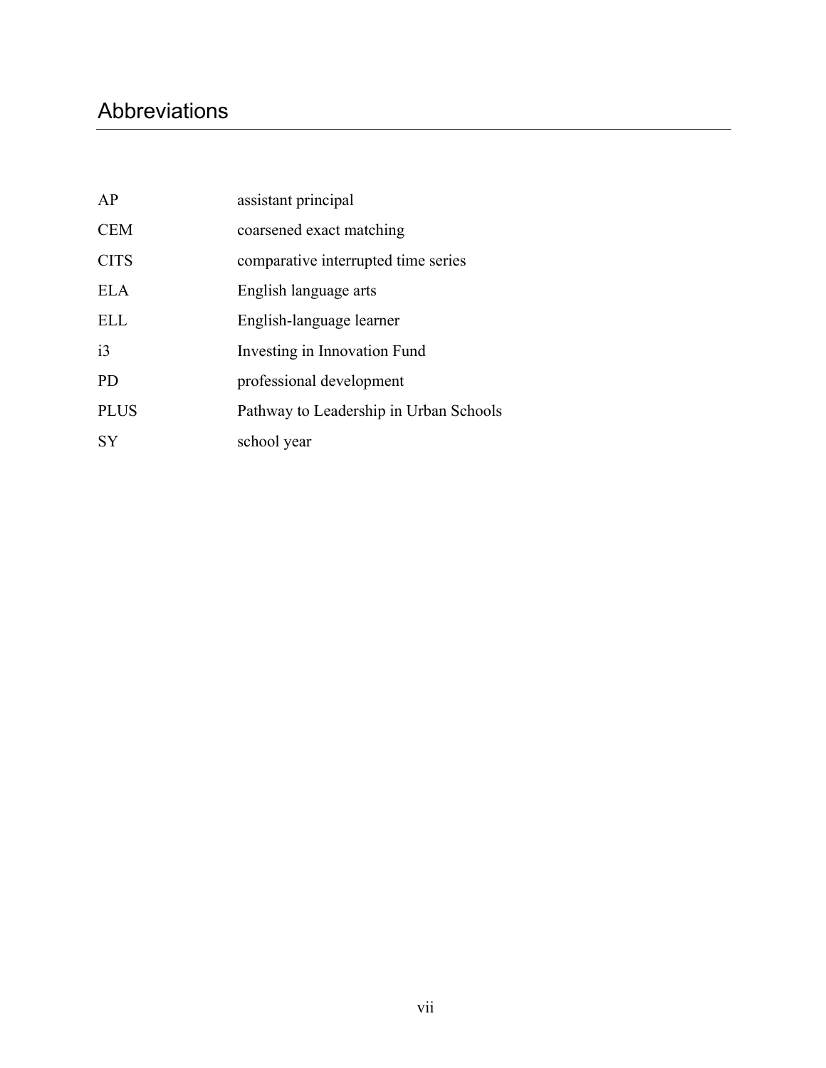# Abbreviations

| | |
|---|---|
| AP | assistant principal |
| CEM | coarsened exact matching |
| CITS | comparative interrupted time series |
| ELA | English language arts |
| ELL | English-language learner |
| i3 | Investing in Innovation Fund |
| PD | professional development |
| PLUS | Pathway to Leadership in Urban Schools |
| SY | school year |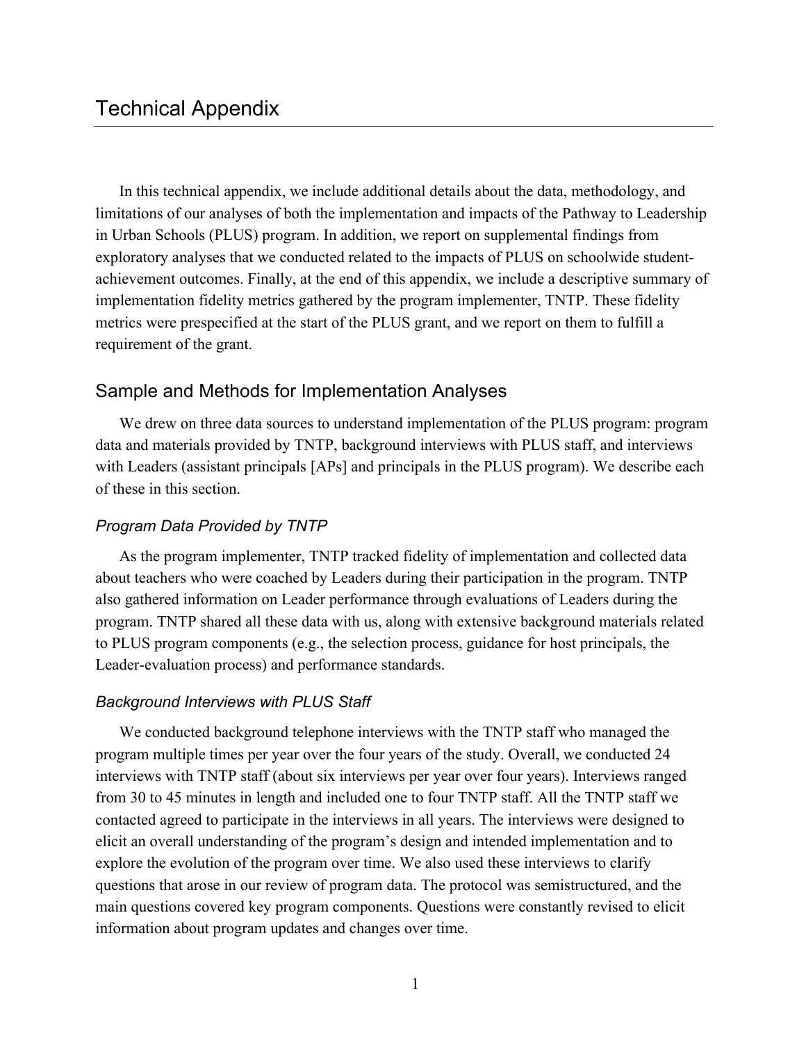# Technical Appendix

In this technical appendix, we include additional details about the data, methodology, and limitations of our analyses of both the implementation and impacts of the Pathway to Leadership in Urban Schools (PLUS) program. In addition, we report on supplemental findings from exploratory analyses that we conducted related to the impacts of PLUS on schoolwide student-achievement outcomes. Finally, at the end of this appendix, we include a descriptive summary of implementation fidelity metrics gathered by the program implementer, TNTP. These fidelity metrics were prespecified at the start of the PLUS grant, and we report on them to fulfill a requirement of the grant.

## Sample and Methods for Implementation Analyses

We drew on three data sources to understand implementation of the PLUS program: program data and materials provided by TNTP, background interviews with PLUS staff, and interviews with Leaders (assistant principals [APs] and principals in the PLUS program). We describe each of these in this section.

### *Program Data Provided by TNTP*

As the program implementer, TNTP tracked fidelity of implementation and collected data about teachers who were coached by Leaders during their participation in the program. TNTP also gathered information on Leader performance through evaluations of Leaders during the program. TNTP shared all these data with us, along with extensive background materials related to PLUS program components (e.g., the selection process, guidance for host principals, the Leader-evaluation process) and performance standards.

### *Background Interviews with PLUS Staff*

We conducted background telephone interviews with the TNTP staff who managed the program multiple times per year over the four years of the study. Overall, we conducted 24 interviews with TNTP staff (about six interviews per year over four years). Interviews ranged from 30 to 45 minutes in length and included one to four TNTP staff. All the TNTP staff we contacted agreed to participate in the interviews in all years. The interviews were designed to elicit an overall understanding of the program's design and intended implementation and to explore the evolution of the program over time. We also used these interviews to clarify questions that arose in our review of program data. The protocol was semistructured, and the main questions covered key program components. Questions were constantly revised to elicit information about program updates and changes over time.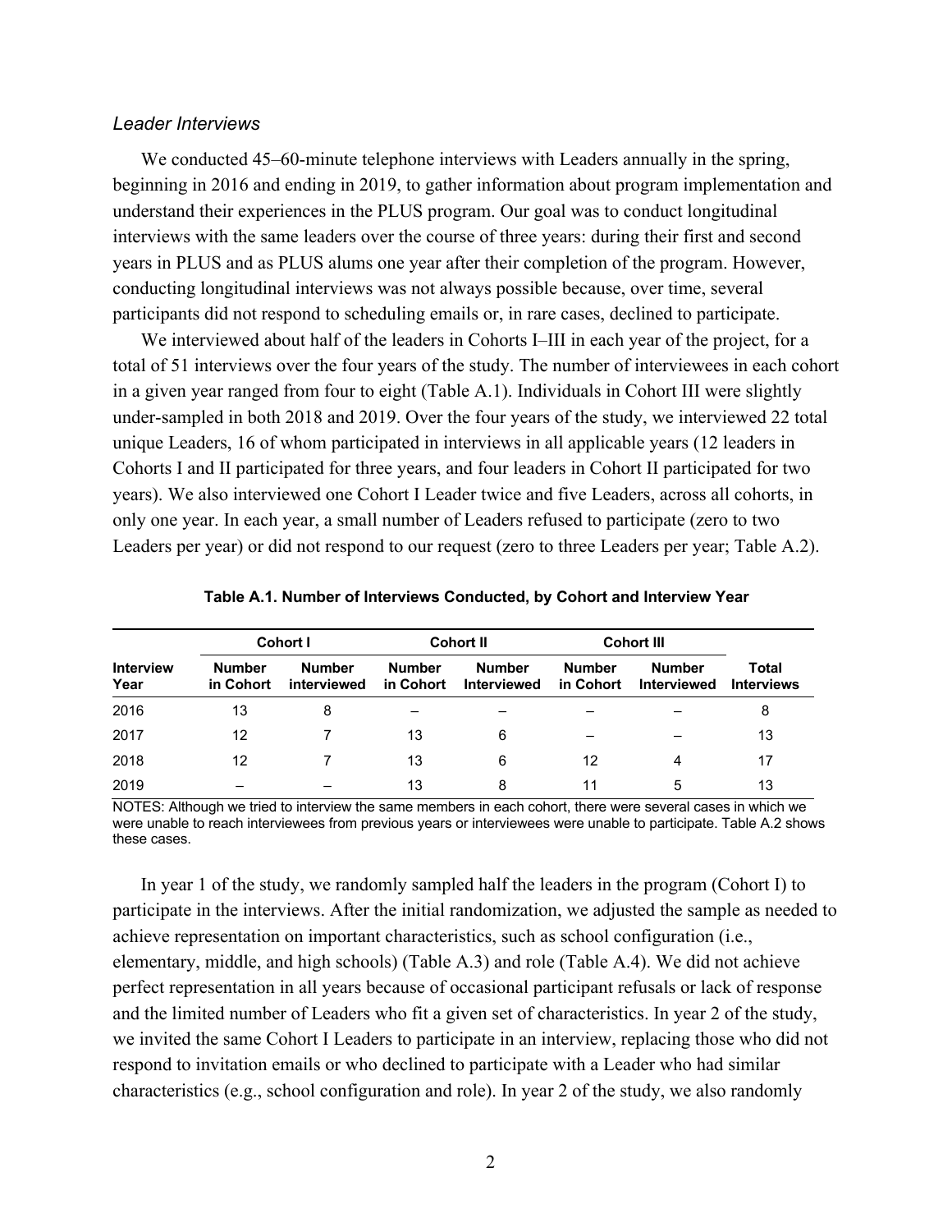*Leader Interviews*

We conducted 45–60-minute telephone interviews with Leaders annually in the spring, beginning in 2016 and ending in 2019, to gather information about program implementation and understand their experiences in the PLUS program. Our goal was to conduct longitudinal interviews with the same leaders over the course of three years: during their first and second years in PLUS and as PLUS alums one year after their completion of the program. However, conducting longitudinal interviews was not always possible because, over time, several participants did not respond to scheduling emails or, in rare cases, declined to participate.

We interviewed about half of the leaders in Cohorts I–III in each year of the project, for a total of 51 interviews over the four years of the study. The number of interviewees in each cohort in a given year ranged from four to eight (Table A.1). Individuals in Cohort III were slightly under-sampled in both 2018 and 2019. Over the four years of the study, we interviewed 22 total unique Leaders, 16 of whom participated in interviews in all applicable years (12 leaders in Cohorts I and II participated for three years, and four leaders in Cohort II participated for two years). We also interviewed one Cohort I Leader twice and five Leaders, across all cohorts, in only one year. In each year, a small number of Leaders refused to participate (zero to two Leaders per year) or did not respond to our request (zero to three Leaders per year; Table A.2).

**Table A.1. Number of Interviews Conducted, by Cohort and Interview Year**

| | Cohort I | | Cohort II | | Cohort III | | |
|---|---|---|---|---|---|---|---|
| **Interview Year** | **Number in Cohort** | **Number interviewed** | **Number in Cohort** | **Number Interviewed** | **Number in Cohort** | **Number Interviewed** | **Total Interviews** |
| 2016 | 13 | 8 | – | – | – | – | 8 |
| 2017 | 12 | 7 | 13 | 6 | – | – | 13 |
| 2018 | 12 | 7 | 13 | 6 | 12 | 4 | 17 |
| 2019 | – | – | 13 | 8 | 11 | 5 | 13 |

NOTES: Although we tried to interview the same members in each cohort, there were several cases in which we were unable to reach interviewees from previous years or interviewees were unable to participate. Table A.2 shows these cases.

In year 1 of the study, we randomly sampled half the leaders in the program (Cohort I) to participate in the interviews. After the initial randomization, we adjusted the sample as needed to achieve representation on important characteristics, such as school configuration (i.e., elementary, middle, and high schools) (Table A.3) and role (Table A.4). We did not achieve perfect representation in all years because of occasional participant refusals or lack of response and the limited number of Leaders who fit a given set of characteristics. In year 2 of the study, we invited the same Cohort I Leaders to participate in an interview, replacing those who did not respond to invitation emails or who declined to participate with a Leader who had similar characteristics (e.g., school configuration and role). In year 2 of the study, we also randomly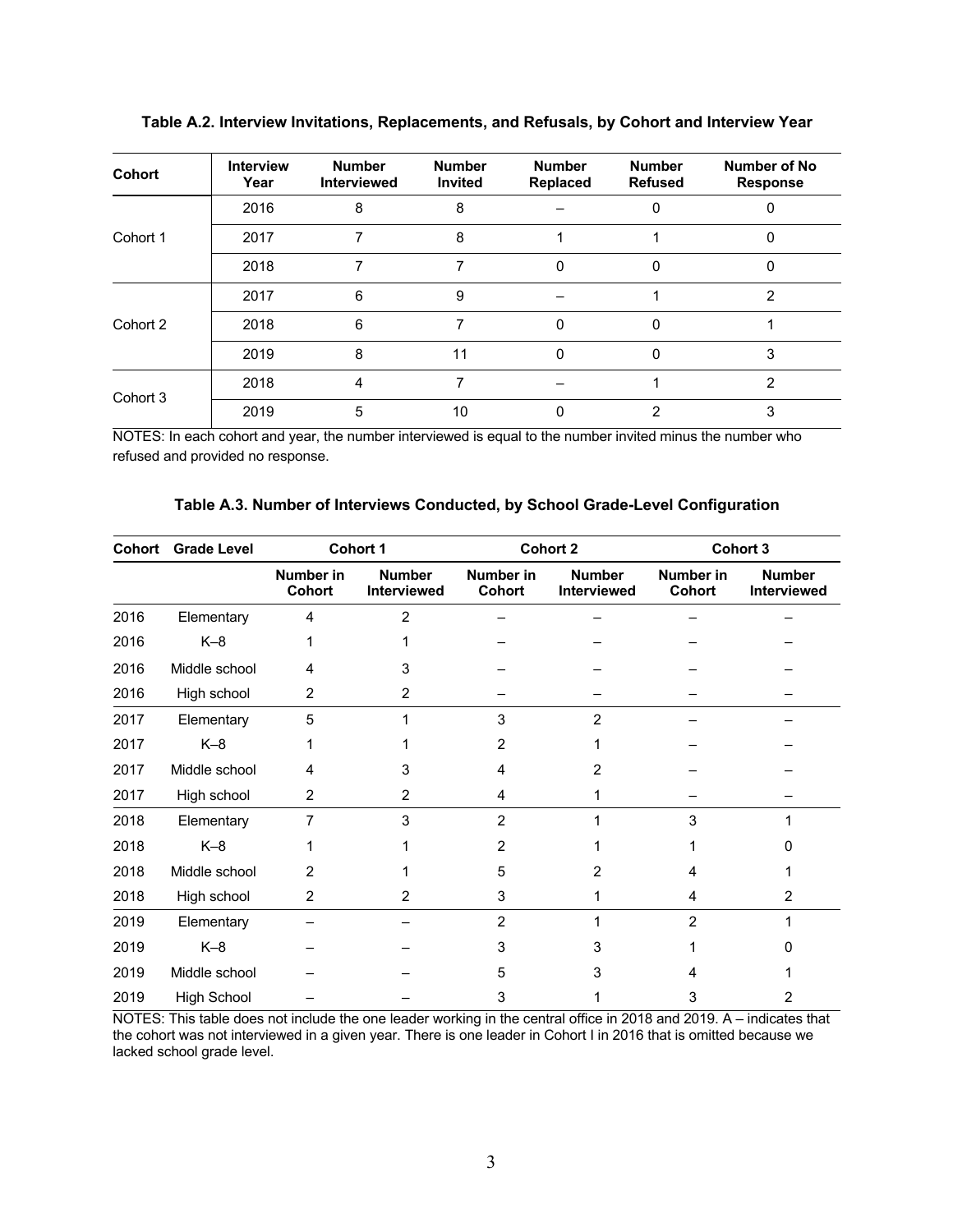**Table A.2. Interview Invitations, Replacements, and Refusals, by Cohort and Interview Year**

| Cohort | Interview Year | Number Interviewed | Number Invited | Number Replaced | Number Refused | Number of No Response |
|---|---|---|---|---|---|---|
| Cohort 1 | 2016 | 8 | 8 | – | 0 | 0 |
| | 2017 | 7 | 8 | 1 | 1 | 0 |
| | 2018 | 7 | 7 | 0 | 0 | 0 |
| Cohort 2 | 2017 | 6 | 9 | – | 1 | 2 |
| | 2018 | 6 | 7 | 0 | 0 | 1 |
| | 2019 | 8 | 11 | 0 | 0 | 3 |
| Cohort 3 | 2018 | 4 | 7 | – | 1 | 2 |
| | 2019 | 5 | 10 | 0 | 2 | 3 |

NOTES: In each cohort and year, the number interviewed is equal to the number invited minus the number who refused and provided no response.

**Table A.3. Number of Interviews Conducted, by School Grade-Level Configuration**

| Cohort | Grade Level | Cohort 1 | | Cohort 2 | | Cohort 3 | |
|---|---|---|---|---|---|---|---|
| | | Number in Cohort | Number Interviewed | Number in Cohort | Number Interviewed | Number in Cohort | Number Interviewed |
| 2016 | Elementary | 4 | 2 | – | – | – | – |
| 2016 | K–8 | 1 | 1 | – | – | – | – |
| 2016 | Middle school | 4 | 3 | – | – | – | – |
| 2016 | High school | 2 | 2 | – | – | – | – |
| 2017 | Elementary | 5 | 1 | 3 | 2 | – | – |
| 2017 | K–8 | 1 | 1 | 2 | 1 | – | – |
| 2017 | Middle school | 4 | 3 | 4 | 2 | – | – |
| 2017 | High school | 2 | 2 | 4 | 1 | – | – |
| 2018 | Elementary | 7 | 3 | 2 | 1 | 3 | 1 |
| 2018 | K–8 | 1 | 1 | 2 | 1 | 1 | 0 |
| 2018 | Middle school | 2 | 1 | 5 | 2 | 4 | 1 |
| 2018 | High school | 2 | 2 | 3 | 1 | 4 | 2 |
| 2019 | Elementary | – | – | 2 | 1 | 2 | 1 |
| 2019 | K–8 | – | – | 3 | 3 | 1 | 0 |
| 2019 | Middle school | – | – | 5 | 3 | 4 | 1 |
| 2019 | High School | – | – | 3 | 1 | 3 | 2 |

NOTES: This table does not include the one leader working in the central office in 2018 and 2019. A – indicates that the cohort was not interviewed in a given year. There is one leader in Cohort I in 2016 that is omitted because we lacked school grade level.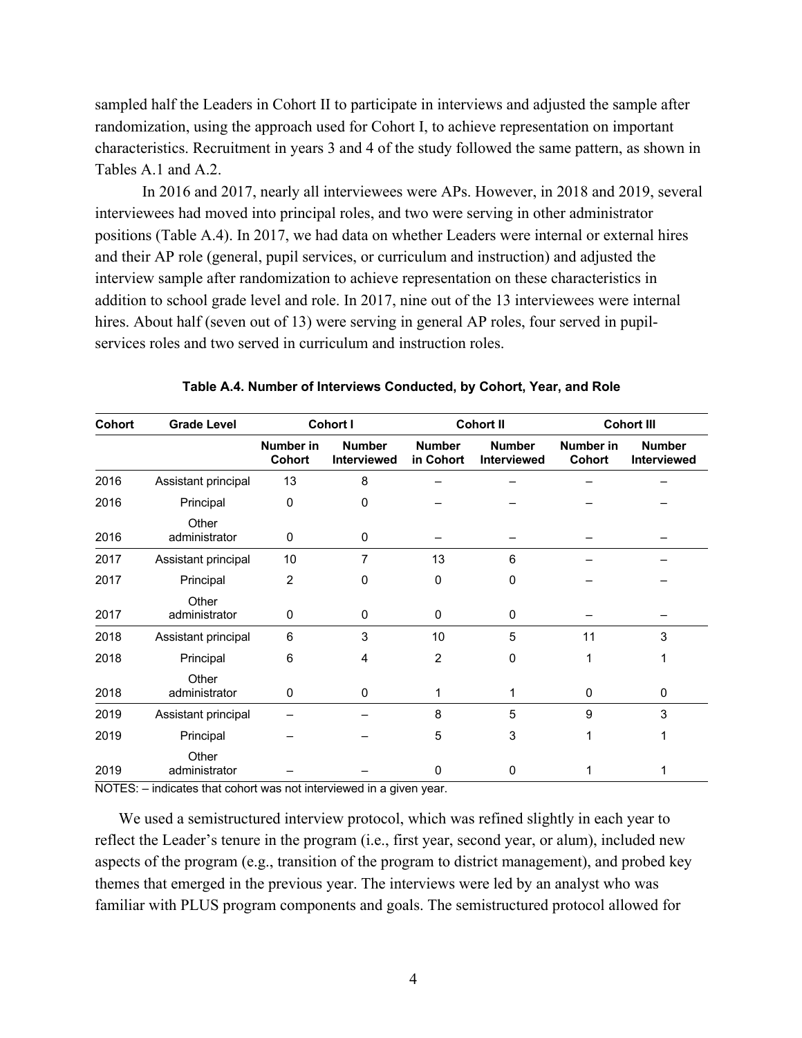sampled half the Leaders in Cohort II to participate in interviews and adjusted the sample after randomization, using the approach used for Cohort I, to achieve representation on important characteristics. Recruitment in years 3 and 4 of the study followed the same pattern, as shown in Tables A.1 and A.2.

In 2016 and 2017, nearly all interviewees were APs. However, in 2018 and 2019, several interviewees had moved into principal roles, and two were serving in other administrator positions (Table A.4). In 2017, we had data on whether Leaders were internal or external hires and their AP role (general, pupil services, or curriculum and instruction) and adjusted the interview sample after randomization to achieve representation on these characteristics in addition to school grade level and role. In 2017, nine out of the 13 interviewees were internal hires. About half (seven out of 13) were serving in general AP roles, four served in pupil-services roles and two served in curriculum and instruction roles.

**Table A.4. Number of Interviews Conducted, by Cohort, Year, and Role**

| Cohort | Grade Level | Cohort I | | Cohort II | | Cohort III | |
|---|---|---|---|---|---|---|---|
| | | Number in Cohort | Number Interviewed | Number in Cohort | Number Interviewed | Number in Cohort | Number Interviewed |
| 2016 | Assistant principal | 13 | 8 | – | – | – | – |
| 2016 | Principal | 0 | 0 | – | – | – | – |
| 2016 | Other administrator | 0 | 0 | – | – | – | – |
| 2017 | Assistant principal | 10 | 7 | 13 | 6 | – | – |
| 2017 | Principal | 2 | 0 | 0 | 0 | – | – |
| 2017 | Other administrator | 0 | 0 | 0 | 0 | – | – |
| 2018 | Assistant principal | 6 | 3 | 10 | 5 | 11 | 3 |
| 2018 | Principal | 6 | 4 | 2 | 0 | 1 | 1 |
| 2018 | Other administrator | 0 | 0 | 1 | 1 | 0 | 0 |
| 2019 | Assistant principal | – | – | 8 | 5 | 9 | 3 |
| 2019 | Principal | – | – | 5 | 3 | 1 | 1 |
| 2019 | Other administrator | – | – | 0 | 0 | 1 | 1 |

NOTES: – indicates that cohort was not interviewed in a given year.

We used a semistructured interview protocol, which was refined slightly in each year to reflect the Leader's tenure in the program (i.e., first year, second year, or alum), included new aspects of the program (e.g., transition of the program to district management), and probed key themes that emerged in the previous year. The interviews were led by an analyst who was familiar with PLUS program components and goals. The semistructured protocol allowed for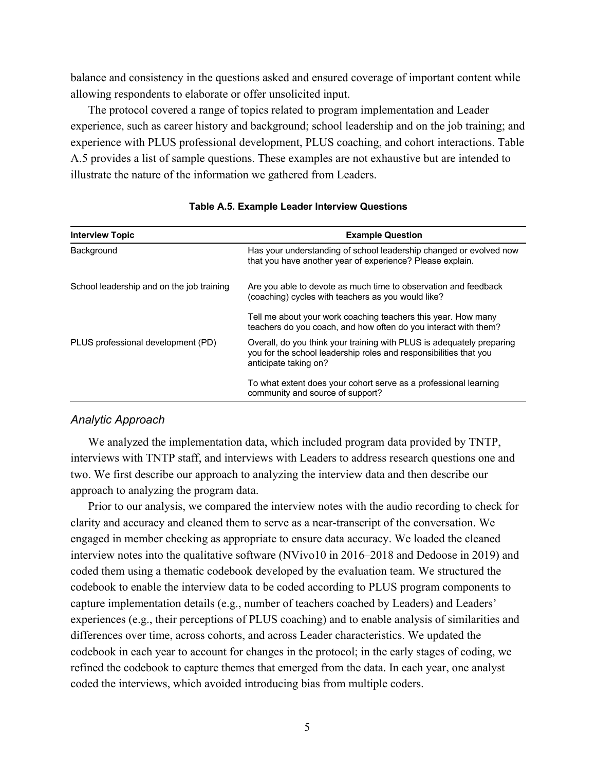balance and consistency in the questions asked and ensured coverage of important content while allowing respondents to elaborate or offer unsolicited input.

The protocol covered a range of topics related to program implementation and Leader experience, such as career history and background; school leadership and on the job training; and experience with PLUS professional development, PLUS coaching, and cohort interactions. Table A.5 provides a list of sample questions. These examples are not exhaustive but are intended to illustrate the nature of the information we gathered from Leaders.

**Table A.5. Example Leader Interview Questions**

| Interview Topic | Example Question |
|---|---|
| Background | Has your understanding of school leadership changed or evolved now that you have another year of experience? Please explain. |
| School leadership and on the job training | Are you able to devote as much time to observation and feedback (coaching) cycles with teachers as you would like? |
| | Tell me about your work coaching teachers this year. How many teachers do you coach, and how often do you interact with them? |
| PLUS professional development (PD) | Overall, do you think your training with PLUS is adequately preparing you for the school leadership roles and responsibilities that you anticipate taking on? |
| | To what extent does your cohort serve as a professional learning community and source of support? |

### *Analytic Approach*

We analyzed the implementation data, which included program data provided by TNTP, interviews with TNTP staff, and interviews with Leaders to address research questions one and two. We first describe our approach to analyzing the interview data and then describe our approach to analyzing the program data.

Prior to our analysis, we compared the interview notes with the audio recording to check for clarity and accuracy and cleaned them to serve as a near-transcript of the conversation. We engaged in member checking as appropriate to ensure data accuracy. We loaded the cleaned interview notes into the qualitative software (NVivo10 in 2016–2018 and Dedoose in 2019) and coded them using a thematic codebook developed by the evaluation team. We structured the codebook to enable the interview data to be coded according to PLUS program components to capture implementation details (e.g., number of teachers coached by Leaders) and Leaders' experiences (e.g., their perceptions of PLUS coaching) and to enable analysis of similarities and differences over time, across cohorts, and across Leader characteristics. We updated the codebook in each year to account for changes in the protocol; in the early stages of coding, we refined the codebook to capture themes that emerged from the data. In each year, one analyst coded the interviews, which avoided introducing bias from multiple coders.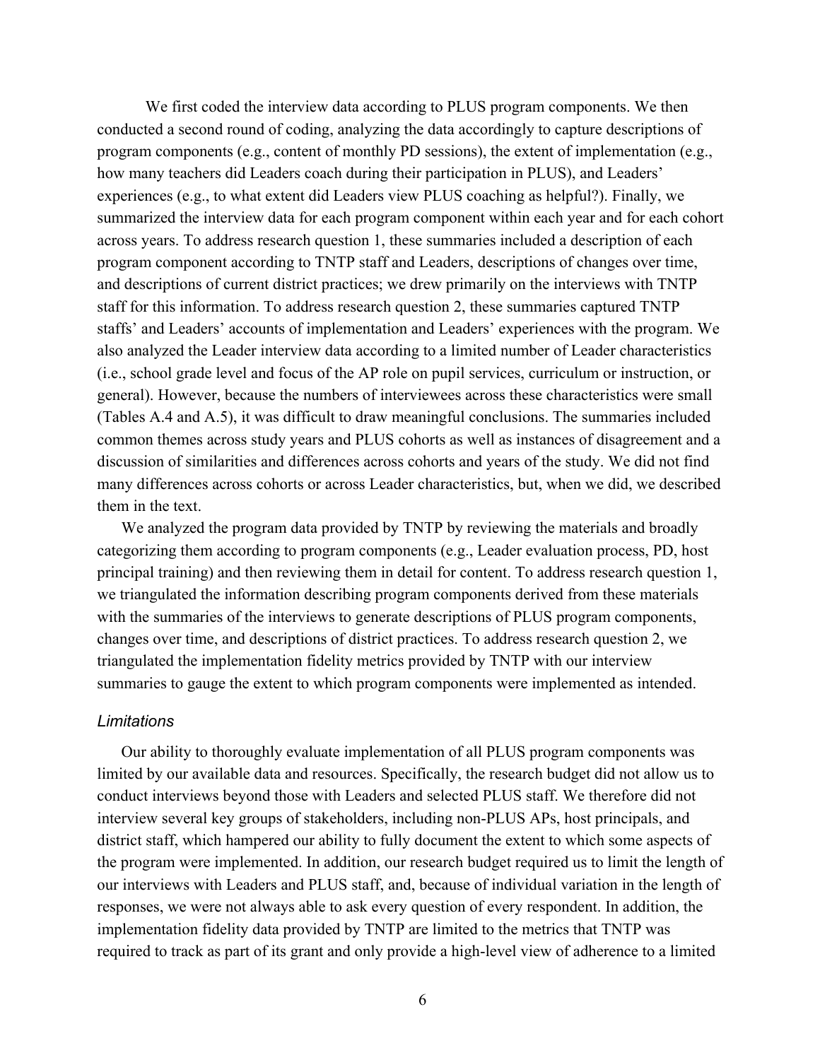We first coded the interview data according to PLUS program components. We then conducted a second round of coding, analyzing the data accordingly to capture descriptions of program components (e.g., content of monthly PD sessions), the extent of implementation (e.g., how many teachers did Leaders coach during their participation in PLUS), and Leaders' experiences (e.g., to what extent did Leaders view PLUS coaching as helpful?). Finally, we summarized the interview data for each program component within each year and for each cohort across years. To address research question 1, these summaries included a description of each program component according to TNTP staff and Leaders, descriptions of changes over time, and descriptions of current district practices; we drew primarily on the interviews with TNTP staff for this information. To address research question 2, these summaries captured TNTP staffs' and Leaders' accounts of implementation and Leaders' experiences with the program. We also analyzed the Leader interview data according to a limited number of Leader characteristics (i.e., school grade level and focus of the AP role on pupil services, curriculum or instruction, or general). However, because the numbers of interviewees across these characteristics were small (Tables A.4 and A.5), it was difficult to draw meaningful conclusions. The summaries included common themes across study years and PLUS cohorts as well as instances of disagreement and a discussion of similarities and differences across cohorts and years of the study. We did not find many differences across cohorts or across Leader characteristics, but, when we did, we described them in the text.

We analyzed the program data provided by TNTP by reviewing the materials and broadly categorizing them according to program components (e.g., Leader evaluation process, PD, host principal training) and then reviewing them in detail for content. To address research question 1, we triangulated the information describing program components derived from these materials with the summaries of the interviews to generate descriptions of PLUS program components, changes over time, and descriptions of district practices. To address research question 2, we triangulated the implementation fidelity metrics provided by TNTP with our interview summaries to gauge the extent to which program components were implemented as intended.

### *Limitations*

Our ability to thoroughly evaluate implementation of all PLUS program components was limited by our available data and resources. Specifically, the research budget did not allow us to conduct interviews beyond those with Leaders and selected PLUS staff. We therefore did not interview several key groups of stakeholders, including non-PLUS APs, host principals, and district staff, which hampered our ability to fully document the extent to which some aspects of the program were implemented. In addition, our research budget required us to limit the length of our interviews with Leaders and PLUS staff, and, because of individual variation in the length of responses, we were not always able to ask every question of every respondent. In addition, the implementation fidelity data provided by TNTP are limited to the metrics that TNTP was required to track as part of its grant and only provide a high-level view of adherence to a limited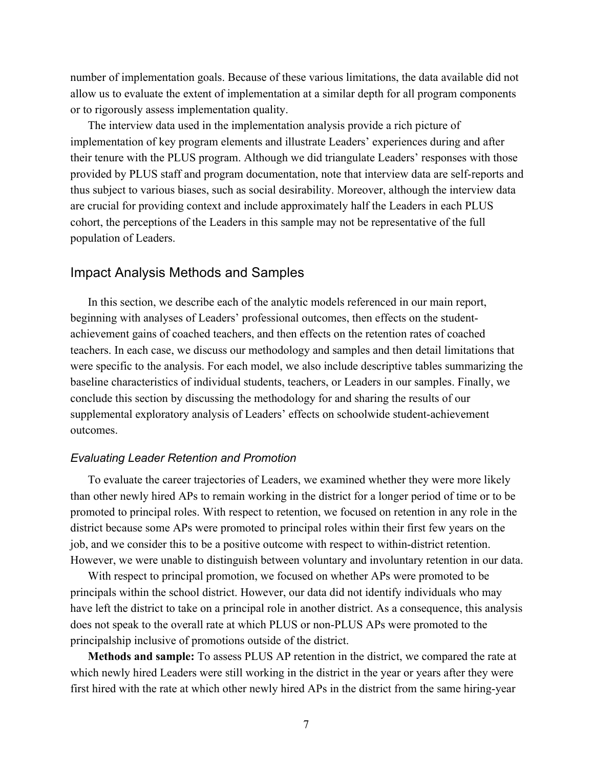number of implementation goals. Because of these various limitations, the data available did not allow us to evaluate the extent of implementation at a similar depth for all program components or to rigorously assess implementation quality.

The interview data used in the implementation analysis provide a rich picture of implementation of key program elements and illustrate Leaders' experiences during and after their tenure with the PLUS program. Although we did triangulate Leaders' responses with those provided by PLUS staff and program documentation, note that interview data are self-reports and thus subject to various biases, such as social desirability. Moreover, although the interview data are crucial for providing context and include approximately half the Leaders in each PLUS cohort, the perceptions of the Leaders in this sample may not be representative of the full population of Leaders.

## Impact Analysis Methods and Samples

In this section, we describe each of the analytic models referenced in our main report, beginning with analyses of Leaders' professional outcomes, then effects on the student-achievement gains of coached teachers, and then effects on the retention rates of coached teachers. In each case, we discuss our methodology and samples and then detail limitations that were specific to the analysis. For each model, we also include descriptive tables summarizing the baseline characteristics of individual students, teachers, or Leaders in our samples. Finally, we conclude this section by discussing the methodology for and sharing the results of our supplemental exploratory analysis of Leaders' effects on schoolwide student-achievement outcomes.

### *Evaluating Leader Retention and Promotion*

To evaluate the career trajectories of Leaders, we examined whether they were more likely than other newly hired APs to remain working in the district for a longer period of time or to be promoted to principal roles. With respect to retention, we focused on retention in any role in the district because some APs were promoted to principal roles within their first few years on the job, and we consider this to be a positive outcome with respect to within-district retention. However, we were unable to distinguish between voluntary and involuntary retention in our data.

With respect to principal promotion, we focused on whether APs were promoted to be principals within the school district. However, our data did not identify individuals who may have left the district to take on a principal role in another district. As a consequence, this analysis does not speak to the overall rate at which PLUS or non-PLUS APs were promoted to the principalship inclusive of promotions outside of the district.

**Methods and sample:** To assess PLUS AP retention in the district, we compared the rate at which newly hired Leaders were still working in the district in the year or years after they were first hired with the rate at which other newly hired APs in the district from the same hiring-year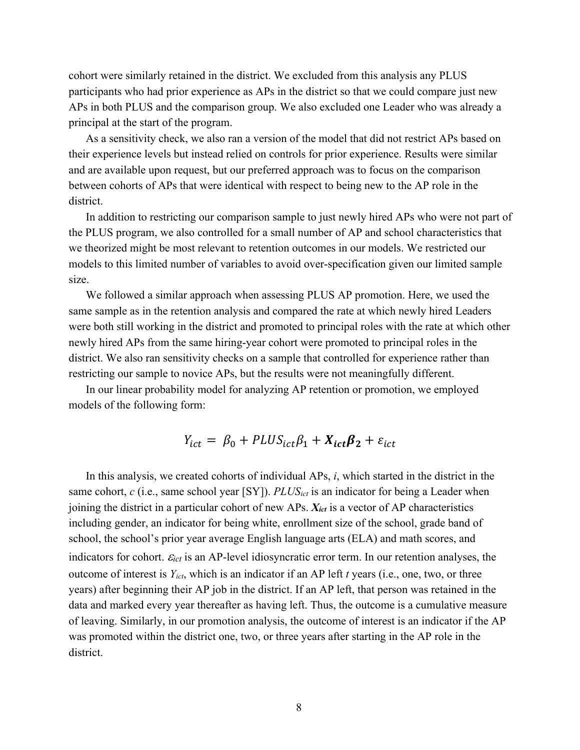cohort were similarly retained in the district. We excluded from this analysis any PLUS participants who had prior experience as APs in the district so that we could compare just new APs in both PLUS and the comparison group. We also excluded one Leader who was already a principal at the start of the program.

As a sensitivity check, we also ran a version of the model that did not restrict APs based on their experience levels but instead relied on controls for prior experience. Results were similar and are available upon request, but our preferred approach was to focus on the comparison between cohorts of APs that were identical with respect to being new to the AP role in the district.

In addition to restricting our comparison sample to just newly hired APs who were not part of the PLUS program, we also controlled for a small number of AP and school characteristics that we theorized might be most relevant to retention outcomes in our models. We restricted our models to this limited number of variables to avoid over-specification given our limited sample size.

We followed a similar approach when assessing PLUS AP promotion. Here, we used the same sample as in the retention analysis and compared the rate at which newly hired Leaders were both still working in the district and promoted to principal roles with the rate at which other newly hired APs from the same hiring-year cohort were promoted to principal roles in the district. We also ran sensitivity checks on a sample that controlled for experience rather than restricting our sample to novice APs, but the results were not meaningfully different.

In our linear probability model for analyzing AP retention or promotion, we employed models of the following form:

$$Y_{ict} = \beta_0 + PLUS_{ict}\beta_1 + \boldsymbol{X_{ict}\beta_2} + \varepsilon_{ict}$$

In this analysis, we created cohorts of individual APs, $i$, which started in the district in the same cohort, $c$ (i.e., same school year [SY]). $PLUS_{ict}$ is an indicator for being a Leader when joining the district in a particular cohort of new APs. $\boldsymbol{X_{ict}}$ is a vector of AP characteristics including gender, an indicator for being white, enrollment size of the school, grade band of school, the school's prior year average English language arts (ELA) and math scores, and indicators for cohort. $\varepsilon_{ict}$ is an AP-level idiosyncratic error term. In our retention analyses, the outcome of interest is $Y_{ict}$, which is an indicator if an AP left $t$ years (i.e., one, two, or three years) after beginning their AP job in the district. If an AP left, that person was retained in the data and marked every year thereafter as having left. Thus, the outcome is a cumulative measure of leaving. Similarly, in our promotion analysis, the outcome of interest is an indicator if the AP was promoted within the district one, two, or three years after starting in the AP role in the district.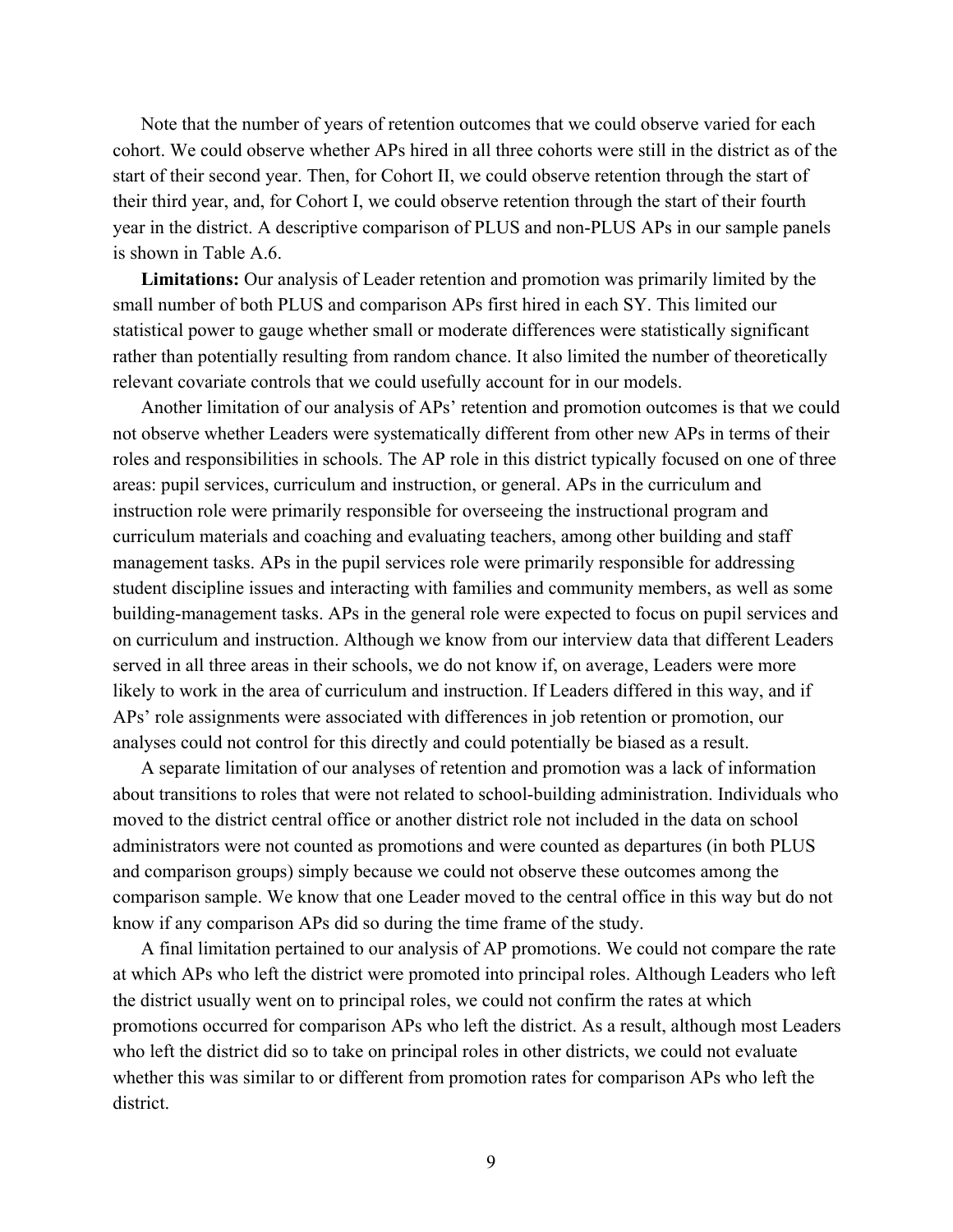Note that the number of years of retention outcomes that we could observe varied for each cohort. We could observe whether APs hired in all three cohorts were still in the district as of the start of their second year. Then, for Cohort II, we could observe retention through the start of their third year, and, for Cohort I, we could observe retention through the start of their fourth year in the district. A descriptive comparison of PLUS and non-PLUS APs in our sample panels is shown in Table A.6.

**Limitations:** Our analysis of Leader retention and promotion was primarily limited by the small number of both PLUS and comparison APs first hired in each SY. This limited our statistical power to gauge whether small or moderate differences were statistically significant rather than potentially resulting from random chance. It also limited the number of theoretically relevant covariate controls that we could usefully account for in our models.

Another limitation of our analysis of APs' retention and promotion outcomes is that we could not observe whether Leaders were systematically different from other new APs in terms of their roles and responsibilities in schools. The AP role in this district typically focused on one of three areas: pupil services, curriculum and instruction, or general. APs in the curriculum and instruction role were primarily responsible for overseeing the instructional program and curriculum materials and coaching and evaluating teachers, among other building and staff management tasks. APs in the pupil services role were primarily responsible for addressing student discipline issues and interacting with families and community members, as well as some building-management tasks. APs in the general role were expected to focus on pupil services and on curriculum and instruction. Although we know from our interview data that different Leaders served in all three areas in their schools, we do not know if, on average, Leaders were more likely to work in the area of curriculum and instruction. If Leaders differed in this way, and if APs' role assignments were associated with differences in job retention or promotion, our analyses could not control for this directly and could potentially be biased as a result.

A separate limitation of our analyses of retention and promotion was a lack of information about transitions to roles that were not related to school-building administration. Individuals who moved to the district central office or another district role not included in the data on school administrators were not counted as promotions and were counted as departures (in both PLUS and comparison groups) simply because we could not observe these outcomes among the comparison sample. We know that one Leader moved to the central office in this way but do not know if any comparison APs did so during the time frame of the study.

A final limitation pertained to our analysis of AP promotions. We could not compare the rate at which APs who left the district were promoted into principal roles. Although Leaders who left the district usually went on to principal roles, we could not confirm the rates at which promotions occurred for comparison APs who left the district. As a result, although most Leaders who left the district did so to take on principal roles in other districts, we could not evaluate whether this was similar to or different from promotion rates for comparison APs who left the district.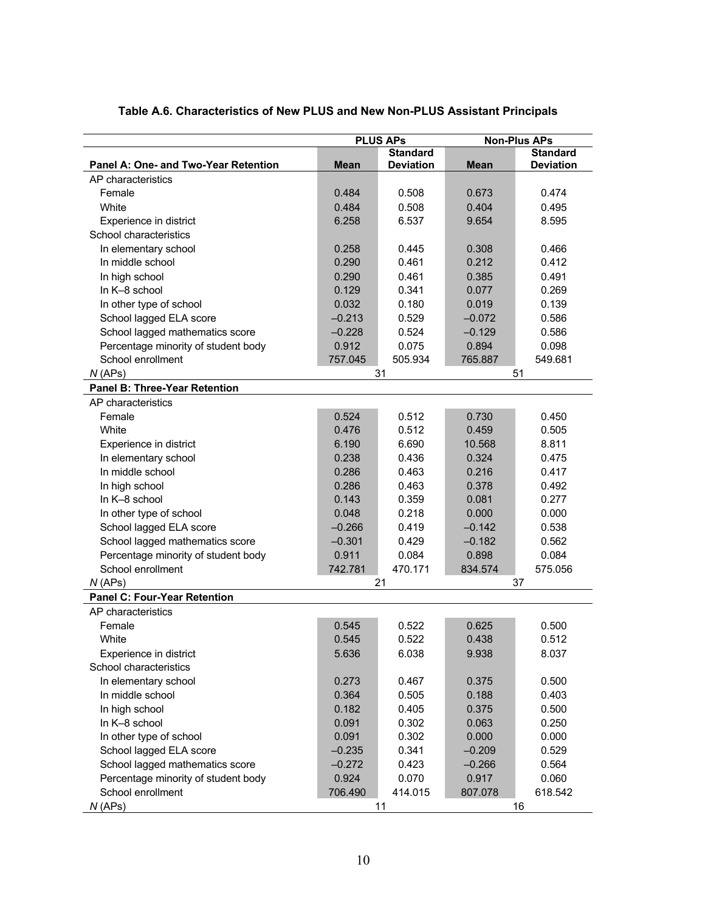**Table A.6. Characteristics of New PLUS and New Non-PLUS Assistant Principals**

| | PLUS APs | | Non-Plus APs | |
|---|---|---|---|---|
| **Panel A: One- and Two-Year Retention** | **Mean** | **Standard Deviation** | **Mean** | **Standard Deviation** |
| AP characteristics | | | | |
| Female | 0.484 | 0.508 | 0.673 | 0.474 |
| White | 0.484 | 0.508 | 0.404 | 0.495 |
| Experience in district | 6.258 | 6.537 | 9.654 | 8.595 |
| School characteristics | | | | |
| In elementary school | 0.258 | 0.445 | 0.308 | 0.466 |
| In middle school | 0.290 | 0.461 | 0.212 | 0.412 |
| In high school | 0.290 | 0.461 | 0.385 | 0.491 |
| In K–8 school | 0.129 | 0.341 | 0.077 | 0.269 |
| In other type of school | 0.032 | 0.180 | 0.019 | 0.139 |
| School lagged ELA score | –0.213 | 0.529 | –0.072 | 0.586 |
| School lagged mathematics score | –0.228 | 0.524 | –0.129 | 0.586 |
| Percentage minority of student body | 0.912 | 0.075 | 0.894 | 0.098 |
| School enrollment | 757.045 | 505.934 | 765.887 | 549.681 |
| *N* (APs) | 31 | | 51 | |
| **Panel B: Three-Year Retention** | | | | |
| AP characteristics | | | | |
| Female | 0.524 | 0.512 | 0.730 | 0.450 |
| White | 0.476 | 0.512 | 0.459 | 0.505 |
| Experience in district | 6.190 | 6.690 | 10.568 | 8.811 |
| In elementary school | 0.238 | 0.436 | 0.324 | 0.475 |
| In middle school | 0.286 | 0.463 | 0.216 | 0.417 |
| In high school | 0.286 | 0.463 | 0.378 | 0.492 |
| In K–8 school | 0.143 | 0.359 | 0.081 | 0.277 |
| In other type of school | 0.048 | 0.218 | 0.000 | 0.000 |
| School lagged ELA score | –0.266 | 0.419 | –0.142 | 0.538 |
| School lagged mathematics score | –0.301 | 0.429 | –0.182 | 0.562 |
| Percentage minority of student body | 0.911 | 0.084 | 0.898 | 0.084 |
| School enrollment | 742.781 | 470.171 | 834.574 | 575.056 |
| *N* (APs) | 21 | | 37 | |
| **Panel C: Four-Year Retention** | | | | |
| AP characteristics | | | | |
| Female | 0.545 | 0.522 | 0.625 | 0.500 |
| White | 0.545 | 0.522 | 0.438 | 0.512 |
| Experience in district | 5.636 | 6.038 | 9.938 | 8.037 |
| School characteristics | | | | |
| In elementary school | 0.273 | 0.467 | 0.375 | 0.500 |
| In middle school | 0.364 | 0.505 | 0.188 | 0.403 |
| In high school | 0.182 | 0.405 | 0.375 | 0.500 |
| In K–8 school | 0.091 | 0.302 | 0.063 | 0.250 |
| In other type of school | 0.091 | 0.302 | 0.000 | 0.000 |
| School lagged ELA score | –0.235 | 0.341 | –0.209 | 0.529 |
| School lagged mathematics score | –0.272 | 0.423 | –0.266 | 0.564 |
| Percentage minority of student body | 0.924 | 0.070 | 0.917 | 0.060 |
| School enrollment | 706.490 | 414.015 | 807.078 | 618.542 |
| *N* (APs) | 11 | | 16 | |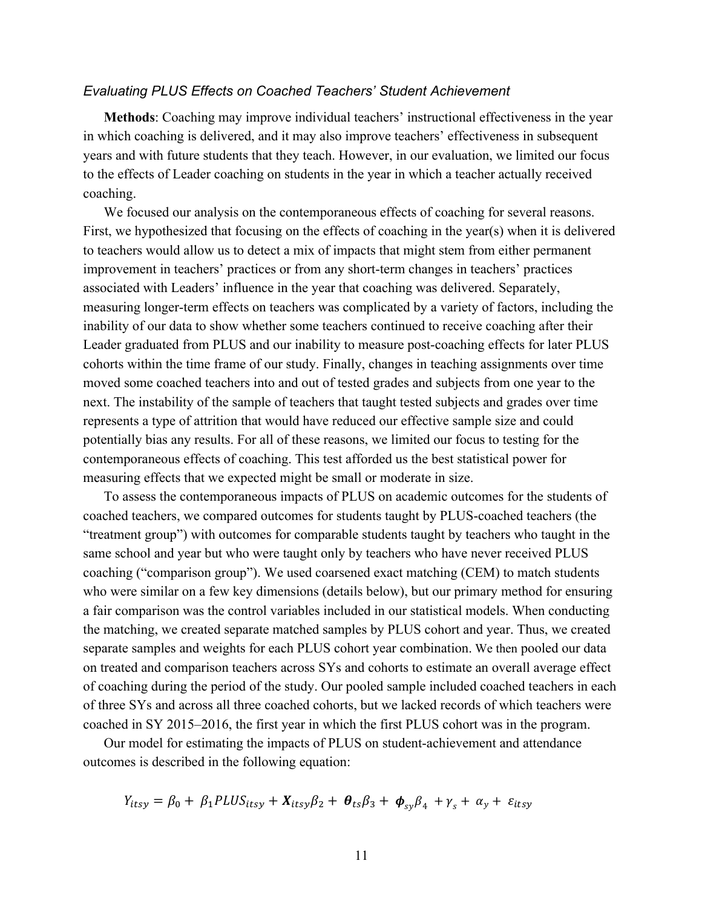### *Evaluating PLUS Effects on Coached Teachers' Student Achievement*

**Methods**: Coaching may improve individual teachers' instructional effectiveness in the year in which coaching is delivered, and it may also improve teachers' effectiveness in subsequent years and with future students that they teach. However, in our evaluation, we limited our focus to the effects of Leader coaching on students in the year in which a teacher actually received coaching.

We focused our analysis on the contemporaneous effects of coaching for several reasons. First, we hypothesized that focusing on the effects of coaching in the year(s) when it is delivered to teachers would allow us to detect a mix of impacts that might stem from either permanent improvement in teachers' practices or from any short-term changes in teachers' practices associated with Leaders' influence in the year that coaching was delivered. Separately, measuring longer-term effects on teachers was complicated by a variety of factors, including the inability of our data to show whether some teachers continued to receive coaching after their Leader graduated from PLUS and our inability to measure post-coaching effects for later PLUS cohorts within the time frame of our study. Finally, changes in teaching assignments over time moved some coached teachers into and out of tested grades and subjects from one year to the next. The instability of the sample of teachers that taught tested subjects and grades over time represents a type of attrition that would have reduced our effective sample size and could potentially bias any results. For all of these reasons, we limited our focus to testing for the contemporaneous effects of coaching. This test afforded us the best statistical power for measuring effects that we expected might be small or moderate in size.

To assess the contemporaneous impacts of PLUS on academic outcomes for the students of coached teachers, we compared outcomes for students taught by PLUS-coached teachers (the "treatment group") with outcomes for comparable students taught by teachers who taught in the same school and year but who were taught only by teachers who have never received PLUS coaching ("comparison group"). We used coarsened exact matching (CEM) to match students who were similar on a few key dimensions (details below), but our primary method for ensuring a fair comparison was the control variables included in our statistical models. When conducting the matching, we created separate matched samples by PLUS cohort and year. Thus, we created separate samples and weights for each PLUS cohort year combination. We then pooled our data on treated and comparison teachers across SYs and cohorts to estimate an overall average effect of coaching during the period of the study. Our pooled sample included coached teachers in each of three SYs and across all three coached cohorts, but we lacked records of which teachers were coached in SY 2015–2016, the first year in which the first PLUS cohort was in the program.

Our model for estimating the impacts of PLUS on student-achievement and attendance outcomes is described in the following equation:

$$Y_{itsy} = \beta_0 + \beta_1 PLUS_{itsy} + \boldsymbol{X}_{itsy}\beta_2 + \boldsymbol{\theta}_{ts}\beta_3 + \boldsymbol{\phi}_{sy}\beta_4 + \gamma_s + \alpha_y + \varepsilon_{itsy}$$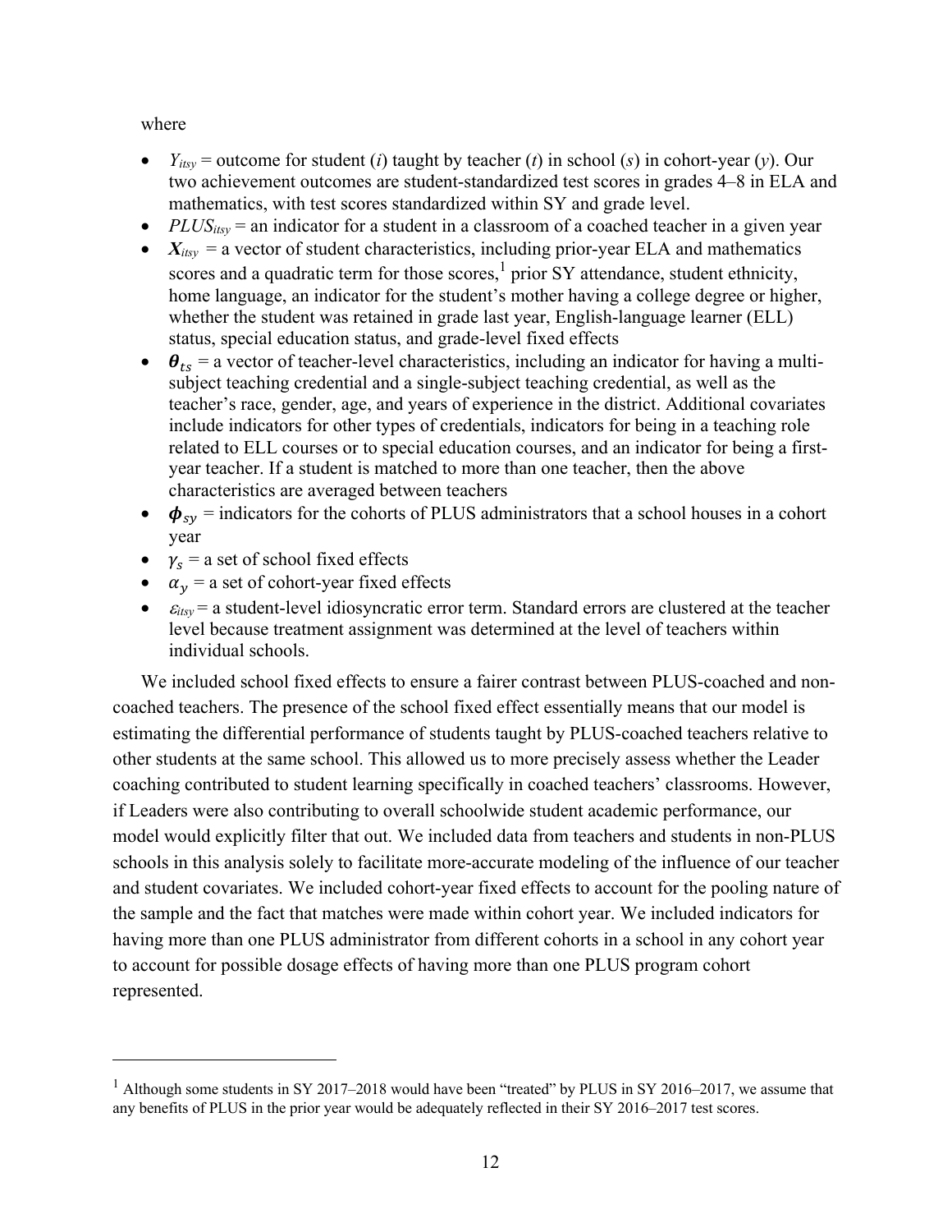where

- $Y_{itsy}$ = outcome for student ($i$) taught by teacher ($t$) in school ($s$) in cohort-year ($y$). Our two achievement outcomes are student-standardized test scores in grades 4–8 in ELA and mathematics, with test scores standardized within SY and grade level.
- $PLUS_{itsy}$ = an indicator for a student in a classroom of a coached teacher in a given year
- $\boldsymbol{X}_{itsy}$ = a vector of student characteristics, including prior-year ELA and mathematics scores and a quadratic term for those scores,[1] prior SY attendance, student ethnicity, home language, an indicator for the student's mother having a college degree or higher, whether the student was retained in grade last year, English-language learner (ELL) status, special education status, and grade-level fixed effects
- $\boldsymbol{\theta}_{ts}$ = a vector of teacher-level characteristics, including an indicator for having a multi-subject teaching credential and a single-subject teaching credential, as well as the teacher's race, gender, age, and years of experience in the district. Additional covariates include indicators for other types of credentials, indicators for being in a teaching role related to ELL courses or to special education courses, and an indicator for being a first-year teacher. If a student is matched to more than one teacher, then the above characteristics are averaged between teachers
- $\boldsymbol{\phi}_{sy}$ = indicators for the cohorts of PLUS administrators that a school houses in a cohort year
- $\gamma_s$ = a set of school fixed effects
- $\alpha_y$ = a set of cohort-year fixed effects
- $\varepsilon_{itsy}$ = a student-level idiosyncratic error term. Standard errors are clustered at the teacher level because treatment assignment was determined at the level of teachers within individual schools.

We included school fixed effects to ensure a fairer contrast between PLUS-coached and non-coached teachers. The presence of the school fixed effect essentially means that our model is estimating the differential performance of students taught by PLUS-coached teachers relative to other students at the same school. This allowed us to more precisely assess whether the Leader coaching contributed to student learning specifically in coached teachers' classrooms. However, if Leaders were also contributing to overall schoolwide student academic performance, our model would explicitly filter that out. We included data from teachers and students in non-PLUS schools in this analysis solely to facilitate more-accurate modeling of the influence of our teacher and student covariates. We included cohort-year fixed effects to account for the pooling nature of the sample and the fact that matches were made within cohort year. We included indicators for having more than one PLUS administrator from different cohorts in a school in any cohort year to account for possible dosage effects of having more than one PLUS program cohort represented.

---

[1] Although some students in SY 2017–2018 would have been "treated" by PLUS in SY 2016–2017, we assume that any benefits of PLUS in the prior year would be adequately reflected in their SY 2016–2017 test scores.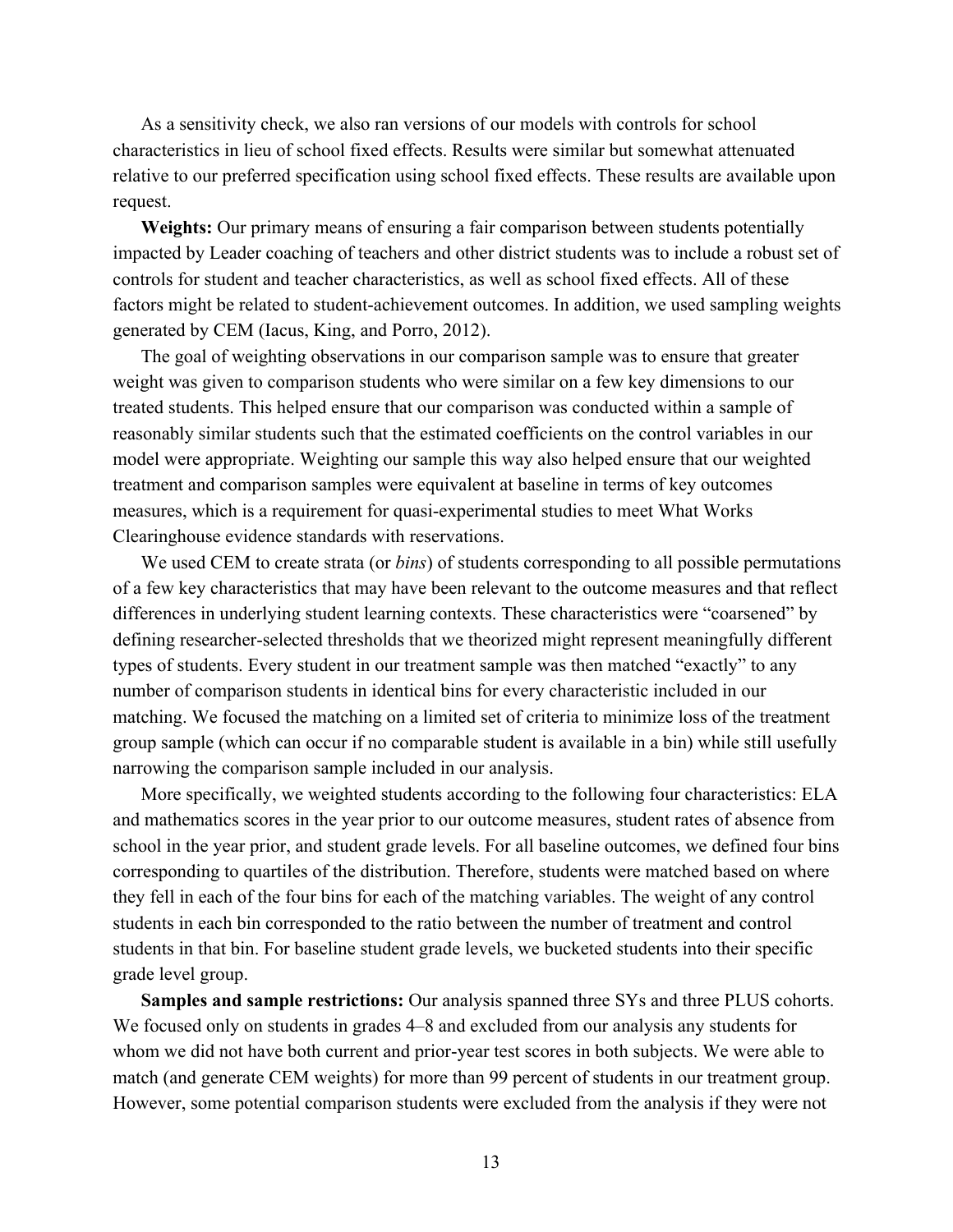As a sensitivity check, we also ran versions of our models with controls for school characteristics in lieu of school fixed effects. Results were similar but somewhat attenuated relative to our preferred specification using school fixed effects. These results are available upon request.

**Weights:** Our primary means of ensuring a fair comparison between students potentially impacted by Leader coaching of teachers and other district students was to include a robust set of controls for student and teacher characteristics, as well as school fixed effects. All of these factors might be related to student-achievement outcomes. In addition, we used sampling weights generated by CEM (Iacus, King, and Porro, 2012).

The goal of weighting observations in our comparison sample was to ensure that greater weight was given to comparison students who were similar on a few key dimensions to our treated students. This helped ensure that our comparison was conducted within a sample of reasonably similar students such that the estimated coefficients on the control variables in our model were appropriate. Weighting our sample this way also helped ensure that our weighted treatment and comparison samples were equivalent at baseline in terms of key outcomes measures, which is a requirement for quasi-experimental studies to meet What Works Clearinghouse evidence standards with reservations.

We used CEM to create strata (or *bins*) of students corresponding to all possible permutations of a few key characteristics that may have been relevant to the outcome measures and that reflect differences in underlying student learning contexts. These characteristics were "coarsened" by defining researcher-selected thresholds that we theorized might represent meaningfully different types of students. Every student in our treatment sample was then matched "exactly" to any number of comparison students in identical bins for every characteristic included in our matching. We focused the matching on a limited set of criteria to minimize loss of the treatment group sample (which can occur if no comparable student is available in a bin) while still usefully narrowing the comparison sample included in our analysis.

More specifically, we weighted students according to the following four characteristics: ELA and mathematics scores in the year prior to our outcome measures, student rates of absence from school in the year prior, and student grade levels. For all baseline outcomes, we defined four bins corresponding to quartiles of the distribution. Therefore, students were matched based on where they fell in each of the four bins for each of the matching variables. The weight of any control students in each bin corresponded to the ratio between the number of treatment and control students in that bin. For baseline student grade levels, we bucketed students into their specific grade level group.

**Samples and sample restrictions:** Our analysis spanned three SYs and three PLUS cohorts. We focused only on students in grades 4–8 and excluded from our analysis any students for whom we did not have both current and prior-year test scores in both subjects. We were able to match (and generate CEM weights) for more than 99 percent of students in our treatment group. However, some potential comparison students were excluded from the analysis if they were not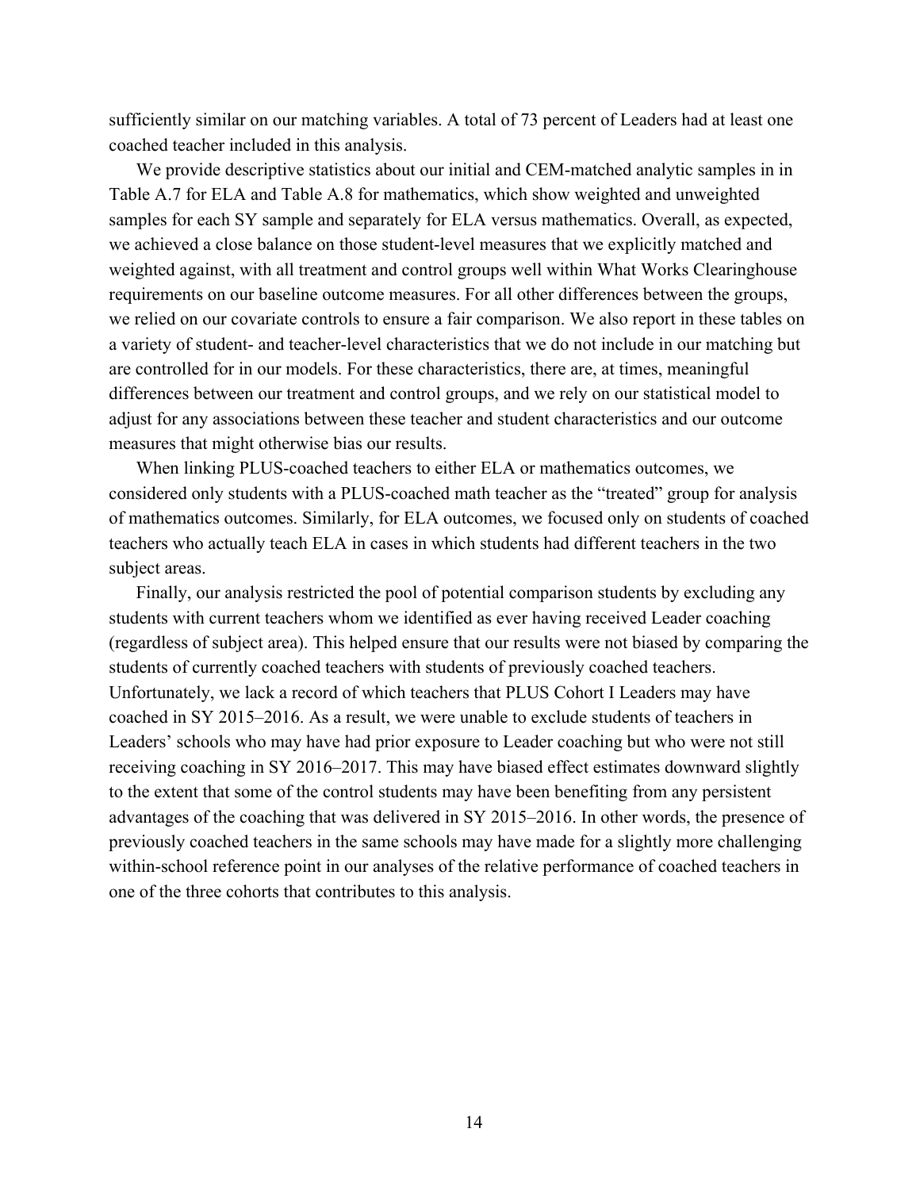sufficiently similar on our matching variables. A total of 73 percent of Leaders had at least one coached teacher included in this analysis.

We provide descriptive statistics about our initial and CEM-matched analytic samples in in Table A.7 for ELA and Table A.8 for mathematics, which show weighted and unweighted samples for each SY sample and separately for ELA versus mathematics. Overall, as expected, we achieved a close balance on those student-level measures that we explicitly matched and weighted against, with all treatment and control groups well within What Works Clearinghouse requirements on our baseline outcome measures. For all other differences between the groups, we relied on our covariate controls to ensure a fair comparison. We also report in these tables on a variety of student- and teacher-level characteristics that we do not include in our matching but are controlled for in our models. For these characteristics, there are, at times, meaningful differences between our treatment and control groups, and we rely on our statistical model to adjust for any associations between these teacher and student characteristics and our outcome measures that might otherwise bias our results.

When linking PLUS-coached teachers to either ELA or mathematics outcomes, we considered only students with a PLUS-coached math teacher as the "treated" group for analysis of mathematics outcomes. Similarly, for ELA outcomes, we focused only on students of coached teachers who actually teach ELA in cases in which students had different teachers in the two subject areas.

Finally, our analysis restricted the pool of potential comparison students by excluding any students with current teachers whom we identified as ever having received Leader coaching (regardless of subject area). This helped ensure that our results were not biased by comparing the students of currently coached teachers with students of previously coached teachers. Unfortunately, we lack a record of which teachers that PLUS Cohort I Leaders may have coached in SY 2015–2016. As a result, we were unable to exclude students of teachers in Leaders' schools who may have had prior exposure to Leader coaching but who were not still receiving coaching in SY 2016–2017. This may have biased effect estimates downward slightly to the extent that some of the control students may have been benefiting from any persistent advantages of the coaching that was delivered in SY 2015–2016. In other words, the presence of previously coached teachers in the same schools may have made for a slightly more challenging within-school reference point in our analyses of the relative performance of coached teachers in one of the three cohorts that contributes to this analysis.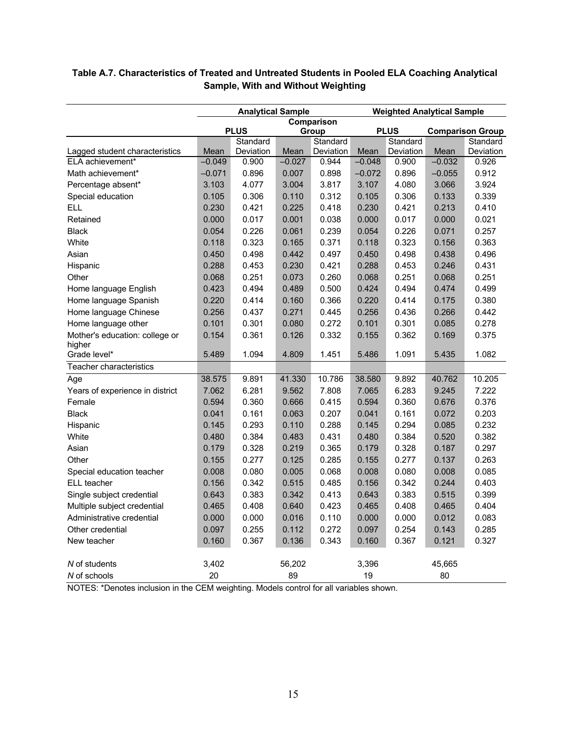**Table A.7. Characteristics of Treated and Untreated Students in Pooled ELA Coaching Analytical Sample, With and Without Weighting**

| | Analytical Sample | | | | Weighted Analytical Sample | | | |
|---|---|---|---|---|---|---|---|---|
| | PLUS | | Comparison Group | | PLUS | | Comparison Group | |
| Lagged student characteristics | Mean | Standard Deviation | Mean | Standard Deviation | Mean | Standard Deviation | Mean | Standard Deviation |
| ELA achievement* | −0.049 | 0.900 | −0.027 | 0.944 | −0.048 | 0.900 | −0.032 | 0.926 |
| Math achievement* | −0.071 | 0.896 | 0.007 | 0.898 | −0.072 | 0.896 | −0.055 | 0.912 |
| Percentage absent* | 3.103 | 4.077 | 3.004 | 3.817 | 3.107 | 4.080 | 3.066 | 3.924 |
| Special education | 0.105 | 0.306 | 0.110 | 0.312 | 0.105 | 0.306 | 0.133 | 0.339 |
| ELL | 0.230 | 0.421 | 0.225 | 0.418 | 0.230 | 0.421 | 0.213 | 0.410 |
| Retained | 0.000 | 0.017 | 0.001 | 0.038 | 0.000 | 0.017 | 0.000 | 0.021 |
| Black | 0.054 | 0.226 | 0.061 | 0.239 | 0.054 | 0.226 | 0.071 | 0.257 |
| White | 0.118 | 0.323 | 0.165 | 0.371 | 0.118 | 0.323 | 0.156 | 0.363 |
| Asian | 0.450 | 0.498 | 0.442 | 0.497 | 0.450 | 0.498 | 0.438 | 0.496 |
| Hispanic | 0.288 | 0.453 | 0.230 | 0.421 | 0.288 | 0.453 | 0.246 | 0.431 |
| Other | 0.068 | 0.251 | 0.073 | 0.260 | 0.068 | 0.251 | 0.068 | 0.251 |
| Home language English | 0.423 | 0.494 | 0.489 | 0.500 | 0.424 | 0.494 | 0.474 | 0.499 |
| Home language Spanish | 0.220 | 0.414 | 0.160 | 0.366 | 0.220 | 0.414 | 0.175 | 0.380 |
| Home language Chinese | 0.256 | 0.437 | 0.271 | 0.445 | 0.256 | 0.436 | 0.266 | 0.442 |
| Home language other | 0.101 | 0.301 | 0.080 | 0.272 | 0.101 | 0.301 | 0.085 | 0.278 |
| Mother's education: college or higher | 0.154 | 0.361 | 0.126 | 0.332 | 0.155 | 0.362 | 0.169 | 0.375 |
| Grade level* | 5.489 | 1.094 | 4.809 | 1.451 | 5.486 | 1.091 | 5.435 | 1.082 |
| Teacher characteristics | | | | | | | | |
| Age | 38.575 | 9.891 | 41.330 | 10.786 | 38.580 | 9.892 | 40.762 | 10.205 |
| Years of experience in district | 7.062 | 6.281 | 9.562 | 7.808 | 7.065 | 6.283 | 9.245 | 7.222 |
| Female | 0.594 | 0.360 | 0.666 | 0.415 | 0.594 | 0.360 | 0.676 | 0.376 |
| Black | 0.041 | 0.161 | 0.063 | 0.207 | 0.041 | 0.161 | 0.072 | 0.203 |
| Hispanic | 0.145 | 0.293 | 0.110 | 0.288 | 0.145 | 0.294 | 0.085 | 0.232 |
| White | 0.480 | 0.384 | 0.483 | 0.431 | 0.480 | 0.384 | 0.520 | 0.382 |
| Asian | 0.179 | 0.328 | 0.219 | 0.365 | 0.179 | 0.328 | 0.187 | 0.297 |
| Other | 0.155 | 0.277 | 0.125 | 0.285 | 0.155 | 0.277 | 0.137 | 0.263 |
| Special education teacher | 0.008 | 0.080 | 0.005 | 0.068 | 0.008 | 0.080 | 0.008 | 0.085 |
| ELL teacher | 0.156 | 0.342 | 0.515 | 0.485 | 0.156 | 0.342 | 0.244 | 0.403 |
| Single subject credential | 0.643 | 0.383 | 0.342 | 0.413 | 0.643 | 0.383 | 0.515 | 0.399 |
| Multiple subject credential | 0.465 | 0.408 | 0.640 | 0.423 | 0.465 | 0.408 | 0.465 | 0.404 |
| Administrative credential | 0.000 | 0.000 | 0.016 | 0.110 | 0.000 | 0.000 | 0.012 | 0.083 |
| Other credential | 0.097 | 0.255 | 0.112 | 0.272 | 0.097 | 0.254 | 0.143 | 0.285 |
| New teacher | 0.160 | 0.367 | 0.136 | 0.343 | 0.160 | 0.367 | 0.121 | 0.327 |
| *N* of students | 3,402 | | 56,202 | | 3,396 | | 45,665 | |
| *N* of schools | 20 | | 89 | | 19 | | 80 | |

NOTES: *Denotes inclusion in the CEM weighting. Models control for all variables shown.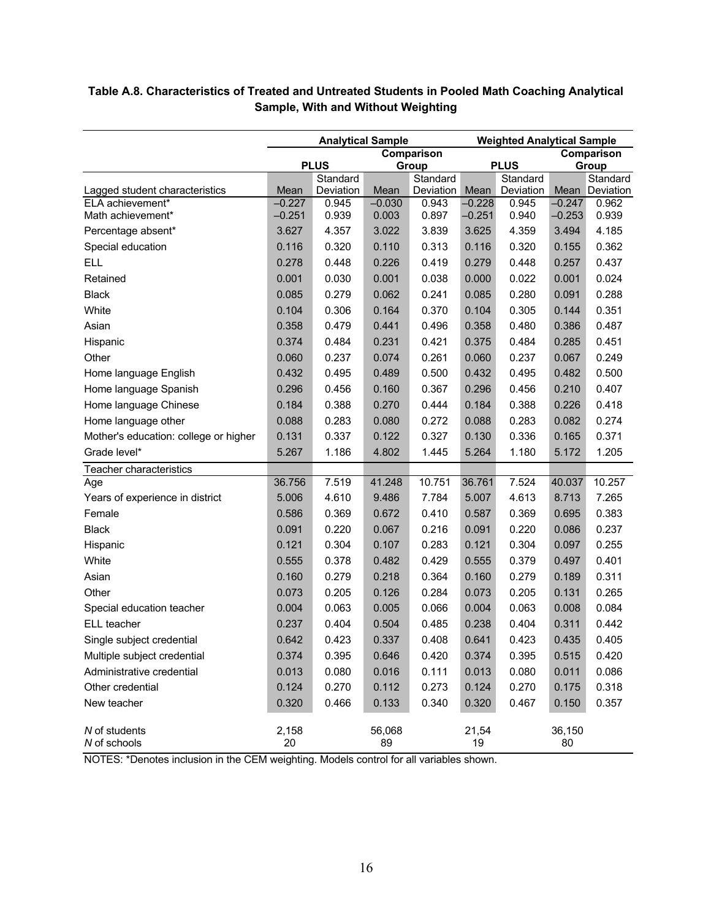**Table A.8. Characteristics of Treated and Untreated Students in Pooled Math Coaching Analytical Sample, With and Without Weighting**

| | Analytical Sample | | | | Weighted Analytical Sample | | | |
|---|---|---|---|---|---|---|---|---|
| | PLUS | | Comparison Group | | PLUS | | Comparison Group | |
| Lagged student characteristics | Mean | Standard Deviation | Mean | Standard Deviation | Mean | Standard Deviation | Mean | Standard Deviation |
| ELA achievement* | –0.227 | 0.945 | –0.030 | 0.943 | –0.228 | 0.945 | –0.247 | 0.962 |
| Math achievement* | –0.251 | 0.939 | 0.003 | 0.897 | –0.251 | 0.940 | –0.253 | 0.939 |
| Percentage absent* | 3.627 | 4.357 | 3.022 | 3.839 | 3.625 | 4.359 | 3.494 | 4.185 |
| Special education | 0.116 | 0.320 | 0.110 | 0.313 | 0.116 | 0.320 | 0.155 | 0.362 |
| ELL | 0.278 | 0.448 | 0.226 | 0.419 | 0.279 | 0.448 | 0.257 | 0.437 |
| Retained | 0.001 | 0.030 | 0.001 | 0.038 | 0.000 | 0.022 | 0.001 | 0.024 |
| Black | 0.085 | 0.279 | 0.062 | 0.241 | 0.085 | 0.280 | 0.091 | 0.288 |
| White | 0.104 | 0.306 | 0.164 | 0.370 | 0.104 | 0.305 | 0.144 | 0.351 |
| Asian | 0.358 | 0.479 | 0.441 | 0.496 | 0.358 | 0.480 | 0.386 | 0.487 |
| Hispanic | 0.374 | 0.484 | 0.231 | 0.421 | 0.375 | 0.484 | 0.285 | 0.451 |
| Other | 0.060 | 0.237 | 0.074 | 0.261 | 0.060 | 0.237 | 0.067 | 0.249 |
| Home language English | 0.432 | 0.495 | 0.489 | 0.500 | 0.432 | 0.495 | 0.482 | 0.500 |
| Home language Spanish | 0.296 | 0.456 | 0.160 | 0.367 | 0.296 | 0.456 | 0.210 | 0.407 |
| Home language Chinese | 0.184 | 0.388 | 0.270 | 0.444 | 0.184 | 0.388 | 0.226 | 0.418 |
| Home language other | 0.088 | 0.283 | 0.080 | 0.272 | 0.088 | 0.283 | 0.082 | 0.274 |
| Mother's education: college or higher | 0.131 | 0.337 | 0.122 | 0.327 | 0.130 | 0.336 | 0.165 | 0.371 |
| Grade level* | 5.267 | 1.186 | 4.802 | 1.445 | 5.264 | 1.180 | 5.172 | 1.205 |
| Teacher characteristics | | | | | | | | |
| Age | 36.756 | 7.519 | 41.248 | 10.751 | 36.761 | 7.524 | 40.037 | 10.257 |
| Years of experience in district | 5.006 | 4.610 | 9.486 | 7.784 | 5.007 | 4.613 | 8.713 | 7.265 |
| Female | 0.586 | 0.369 | 0.672 | 0.410 | 0.587 | 0.369 | 0.695 | 0.383 |
| Black | 0.091 | 0.220 | 0.067 | 0.216 | 0.091 | 0.220 | 0.086 | 0.237 |
| Hispanic | 0.121 | 0.304 | 0.107 | 0.283 | 0.121 | 0.304 | 0.097 | 0.255 |
| White | 0.555 | 0.378 | 0.482 | 0.429 | 0.555 | 0.379 | 0.497 | 0.401 |
| Asian | 0.160 | 0.279 | 0.218 | 0.364 | 0.160 | 0.279 | 0.189 | 0.311 |
| Other | 0.073 | 0.205 | 0.126 | 0.284 | 0.073 | 0.205 | 0.131 | 0.265 |
| Special education teacher | 0.004 | 0.063 | 0.005 | 0.066 | 0.004 | 0.063 | 0.008 | 0.084 |
| ELL teacher | 0.237 | 0.404 | 0.504 | 0.485 | 0.238 | 0.404 | 0.311 | 0.442 |
| Single subject credential | 0.642 | 0.423 | 0.337 | 0.408 | 0.641 | 0.423 | 0.435 | 0.405 |
| Multiple subject credential | 0.374 | 0.395 | 0.646 | 0.420 | 0.374 | 0.395 | 0.515 | 0.420 |
| Administrative credential | 0.013 | 0.080 | 0.016 | 0.111 | 0.013 | 0.080 | 0.011 | 0.086 |
| Other credential | 0.124 | 0.270 | 0.112 | 0.273 | 0.124 | 0.270 | 0.175 | 0.318 |
| New teacher | 0.320 | 0.466 | 0.133 | 0.340 | 0.320 | 0.467 | 0.150 | 0.357 |
| *N* of students | 2,158 | | 56,068 | | 21,54 | | 36,150 | |
| *N* of schools | 20 | | 89 | | 19 | | 80 | |

NOTES: *Denotes inclusion in the CEM weighting. Models control for all variables shown.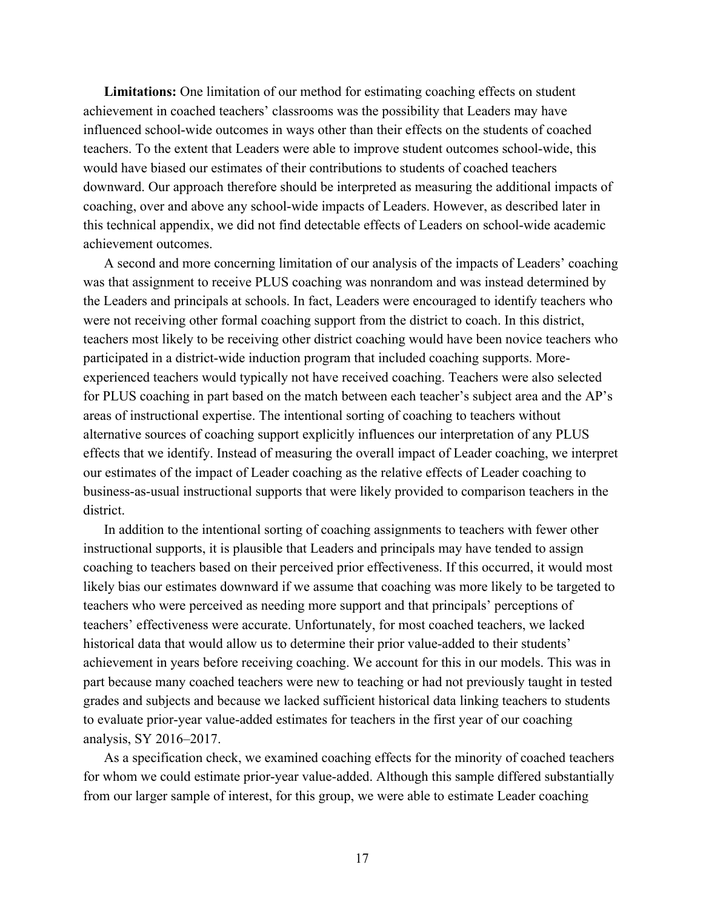**Limitations:** One limitation of our method for estimating coaching effects on student achievement in coached teachers' classrooms was the possibility that Leaders may have influenced school-wide outcomes in ways other than their effects on the students of coached teachers. To the extent that Leaders were able to improve student outcomes school-wide, this would have biased our estimates of their contributions to students of coached teachers downward. Our approach therefore should be interpreted as measuring the additional impacts of coaching, over and above any school-wide impacts of Leaders. However, as described later in this technical appendix, we did not find detectable effects of Leaders on school-wide academic achievement outcomes.

A second and more concerning limitation of our analysis of the impacts of Leaders' coaching was that assignment to receive PLUS coaching was nonrandom and was instead determined by the Leaders and principals at schools. In fact, Leaders were encouraged to identify teachers who were not receiving other formal coaching support from the district to coach. In this district, teachers most likely to be receiving other district coaching would have been novice teachers who participated in a district-wide induction program that included coaching supports. More-experienced teachers would typically not have received coaching. Teachers were also selected for PLUS coaching in part based on the match between each teacher's subject area and the AP's areas of instructional expertise. The intentional sorting of coaching to teachers without alternative sources of coaching support explicitly influences our interpretation of any PLUS effects that we identify. Instead of measuring the overall impact of Leader coaching, we interpret our estimates of the impact of Leader coaching as the relative effects of Leader coaching to business-as-usual instructional supports that were likely provided to comparison teachers in the district.

In addition to the intentional sorting of coaching assignments to teachers with fewer other instructional supports, it is plausible that Leaders and principals may have tended to assign coaching to teachers based on their perceived prior effectiveness. If this occurred, it would most likely bias our estimates downward if we assume that coaching was more likely to be targeted to teachers who were perceived as needing more support and that principals' perceptions of teachers' effectiveness were accurate. Unfortunately, for most coached teachers, we lacked historical data that would allow us to determine their prior value-added to their students' achievement in years before receiving coaching. We account for this in our models. This was in part because many coached teachers were new to teaching or had not previously taught in tested grades and subjects and because we lacked sufficient historical data linking teachers to students to evaluate prior-year value-added estimates for teachers in the first year of our coaching analysis, SY 2016–2017.

As a specification check, we examined coaching effects for the minority of coached teachers for whom we could estimate prior-year value-added. Although this sample differed substantially from our larger sample of interest, for this group, we were able to estimate Leader coaching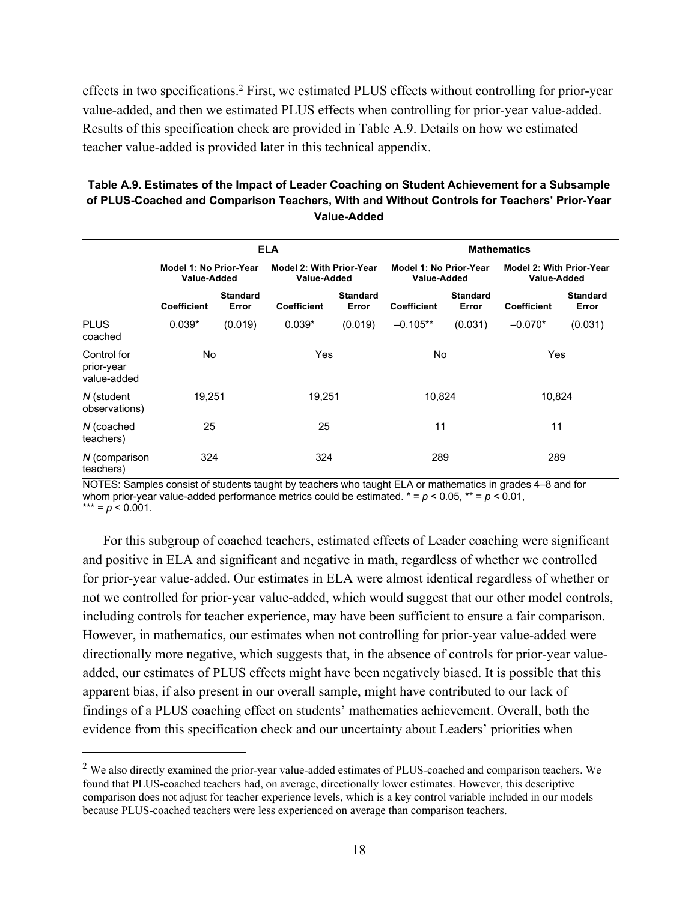effects in two specifications.[2] First, we estimated PLUS effects without controlling for prior-year value-added, and then we estimated PLUS effects when controlling for prior-year value-added. Results of this specification check are provided in Table A.9. Details on how we estimated teacher value-added is provided later in this technical appendix.

**Table A.9. Estimates of the Impact of Leader Coaching on Student Achievement for a Subsample of PLUS-Coached and Comparison Teachers, With and Without Controls for Teachers' Prior-Year Value-Added**

| | **ELA** | | | | **Mathematics** | | | |
|---|---|---|---|---|---|---|---|---|
| | **Model 1: No Prior-Year Value-Added** | | **Model 2: With Prior-Year Value-Added** | | **Model 1: No Prior-Year Value-Added** | | **Model 2: With Prior-Year Value-Added** | |
| | **Coefficient** | **Standard Error** | **Coefficient** | **Standard Error** | **Coefficient** | **Standard Error** | **Coefficient** | **Standard Error** |
| PLUS coached | 0.039* | (0.019) | 0.039* | (0.019) | –0.105** | (0.031) | –0.070* | (0.031) |
| Control for prior-year value-added | No | | Yes | | No | | Yes | |
| *N* (student observations) | 19,251 | | 19,251 | | 10,824 | | 10,824 | |
| *N* (coached teachers) | 25 | | 25 | | 11 | | 11 | |
| *N* (comparison teachers) | 324 | | 324 | | 289 | | 289 | |

NOTES: Samples consist of students taught by teachers who taught ELA or mathematics in grades 4–8 and for whom prior-year value-added performance metrics could be estimated. * = $p < 0.05$, ** = $p < 0.01$, *** = $p < 0.001$.

For this subgroup of coached teachers, estimated effects of Leader coaching were significant and positive in ELA and significant and negative in math, regardless of whether we controlled for prior-year value-added. Our estimates in ELA were almost identical regardless of whether or not we controlled for prior-year value-added, which would suggest that our other model controls, including controls for teacher experience, may have been sufficient to ensure a fair comparison. However, in mathematics, our estimates when not controlling for prior-year value-added were directionally more negative, which suggests that, in the absence of controls for prior-year value-added, our estimates of PLUS effects might have been negatively biased. It is possible that this apparent bias, if also present in our overall sample, might have contributed to our lack of findings of a PLUS coaching effect on students' mathematics achievement. Overall, both the evidence from this specification check and our uncertainty about Leaders' priorities when

[2] We also directly examined the prior-year value-added estimates of PLUS-coached and comparison teachers. We found that PLUS-coached teachers had, on average, directionally lower estimates. However, this descriptive comparison does not adjust for teacher experience levels, which is a key control variable included in our models because PLUS-coached teachers were less experienced on average than comparison teachers.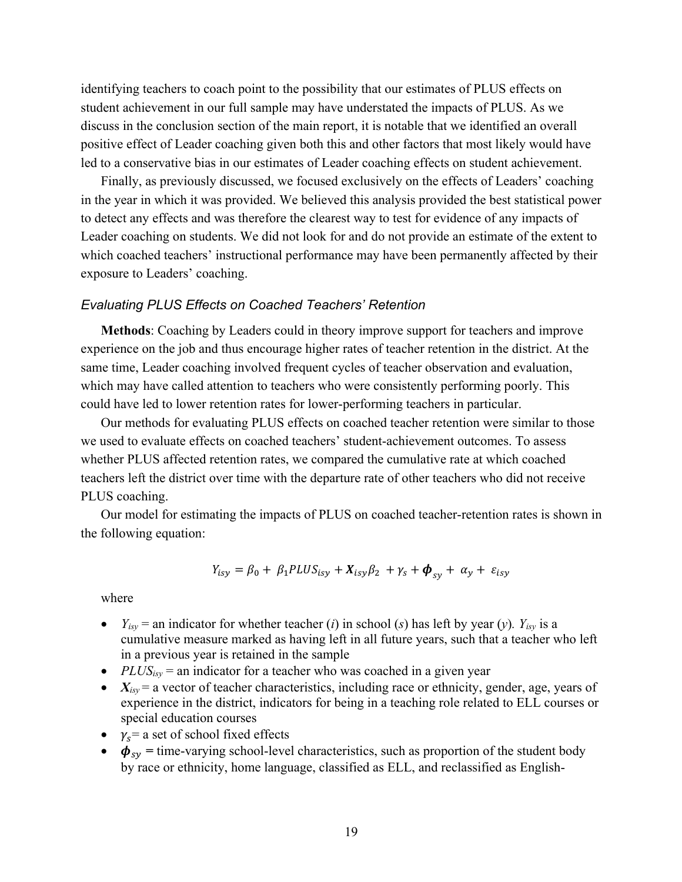identifying teachers to coach point to the possibility that our estimates of PLUS effects on student achievement in our full sample may have understated the impacts of PLUS. As we discuss in the conclusion section of the main report, it is notable that we identified an overall positive effect of Leader coaching given both this and other factors that most likely would have led to a conservative bias in our estimates of Leader coaching effects on student achievement.

Finally, as previously discussed, we focused exclusively on the effects of Leaders' coaching in the year in which it was provided. We believed this analysis provided the best statistical power to detect any effects and was therefore the clearest way to test for evidence of any impacts of Leader coaching on students. We did not look for and do not provide an estimate of the extent to which coached teachers' instructional performance may have been permanently affected by their exposure to Leaders' coaching.

### *Evaluating PLUS Effects on Coached Teachers' Retention*

**Methods**: Coaching by Leaders could in theory improve support for teachers and improve experience on the job and thus encourage higher rates of teacher retention in the district. At the same time, Leader coaching involved frequent cycles of teacher observation and evaluation, which may have called attention to teachers who were consistently performing poorly. This could have led to lower retention rates for lower-performing teachers in particular.

Our methods for evaluating PLUS effects on coached teacher retention were similar to those we used to evaluate effects on coached teachers' student-achievement outcomes. To assess whether PLUS affected retention rates, we compared the cumulative rate at which coached teachers left the district over time with the departure rate of other teachers who did not receive PLUS coaching.

Our model for estimating the impacts of PLUS on coached teacher-retention rates is shown in the following equation:

$$Y_{isy} = \beta_0 + \beta_1 PLUS_{isy} + \boldsymbol{X}_{isy}\beta_2 + \gamma_s + \boldsymbol{\phi}_{sy} + \alpha_y + \varepsilon_{isy}$$

where

- $Y_{isy}$ = an indicator for whether teacher ($i$) in school ($s$) has left by year ($y$). $Y_{isy}$ is a cumulative measure marked as having left in all future years, such that a teacher who left in a previous year is retained in the sample
- $PLUS_{isy}$ = an indicator for a teacher who was coached in a given year
- $\boldsymbol{X}_{isy}$ = a vector of teacher characteristics, including race or ethnicity, gender, age, years of experience in the district, indicators for being in a teaching role related to ELL courses or special education courses
- $\gamma_s$ = a set of school fixed effects
- $\boldsymbol{\phi}_{sy}$ = time-varying school-level characteristics, such as proportion of the student body by race or ethnicity, home language, classified as ELL, and reclassified as English-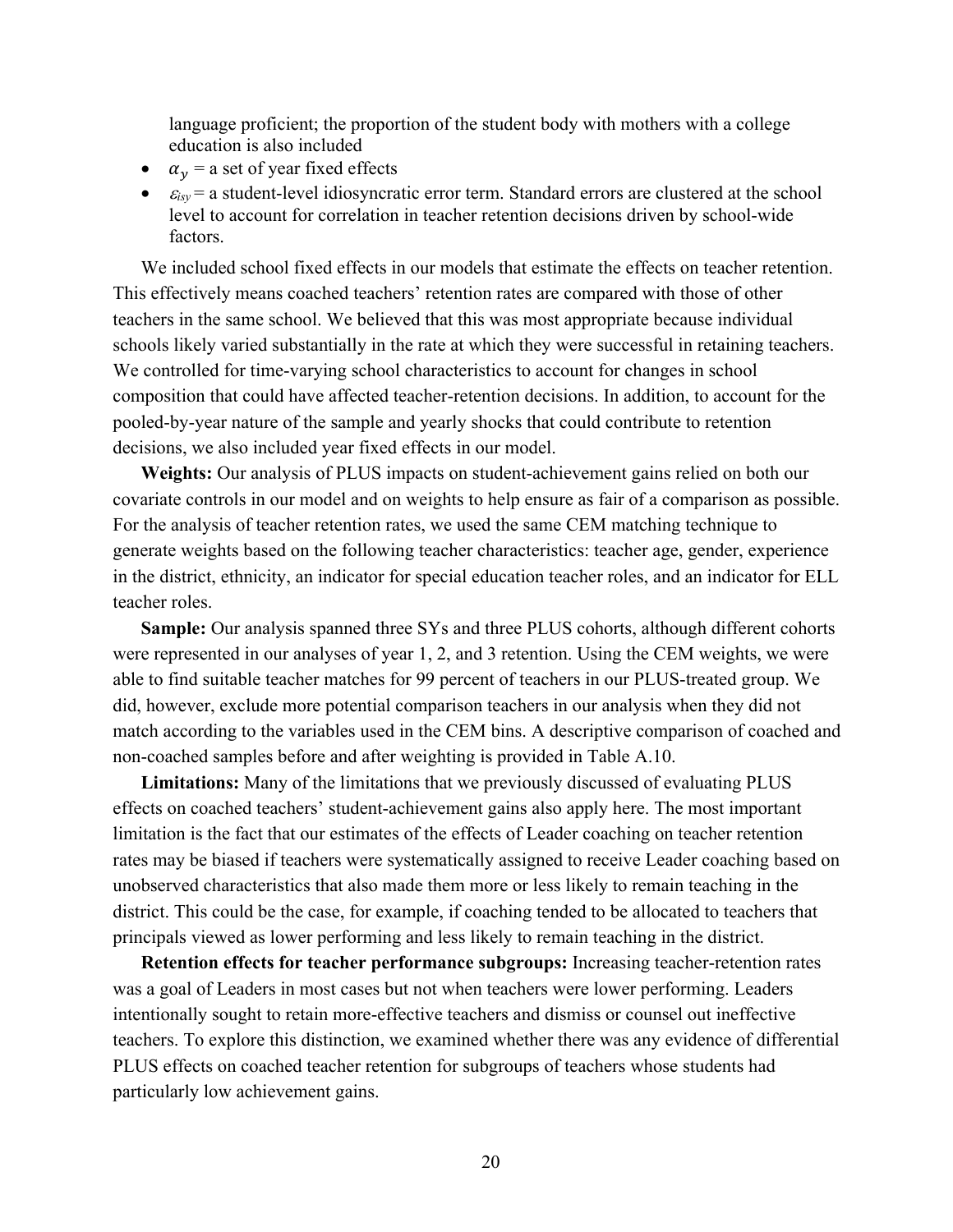language proficient; the proportion of the student body with mothers with a college education is also included

- $\alpha_y$ = a set of year fixed effects
- $\varepsilon_{isy}$ = a student-level idiosyncratic error term. Standard errors are clustered at the school level to account for correlation in teacher retention decisions driven by school-wide factors.

We included school fixed effects in our models that estimate the effects on teacher retention. This effectively means coached teachers' retention rates are compared with those of other teachers in the same school. We believed that this was most appropriate because individual schools likely varied substantially in the rate at which they were successful in retaining teachers. We controlled for time-varying school characteristics to account for changes in school composition that could have affected teacher-retention decisions. In addition, to account for the pooled-by-year nature of the sample and yearly shocks that could contribute to retention decisions, we also included year fixed effects in our model.

**Weights:** Our analysis of PLUS impacts on student-achievement gains relied on both our covariate controls in our model and on weights to help ensure as fair of a comparison as possible. For the analysis of teacher retention rates, we used the same CEM matching technique to generate weights based on the following teacher characteristics: teacher age, gender, experience in the district, ethnicity, an indicator for special education teacher roles, and an indicator for ELL teacher roles.

**Sample:** Our analysis spanned three SYs and three PLUS cohorts, although different cohorts were represented in our analyses of year 1, 2, and 3 retention. Using the CEM weights, we were able to find suitable teacher matches for 99 percent of teachers in our PLUS-treated group. We did, however, exclude more potential comparison teachers in our analysis when they did not match according to the variables used in the CEM bins. A descriptive comparison of coached and non-coached samples before and after weighting is provided in Table A.10.

**Limitations:** Many of the limitations that we previously discussed of evaluating PLUS effects on coached teachers' student-achievement gains also apply here. The most important limitation is the fact that our estimates of the effects of Leader coaching on teacher retention rates may be biased if teachers were systematically assigned to receive Leader coaching based on unobserved characteristics that also made them more or less likely to remain teaching in the district. This could be the case, for example, if coaching tended to be allocated to teachers that principals viewed as lower performing and less likely to remain teaching in the district.

**Retention effects for teacher performance subgroups:** Increasing teacher-retention rates was a goal of Leaders in most cases but not when teachers were lower performing. Leaders intentionally sought to retain more-effective teachers and dismiss or counsel out ineffective teachers. To explore this distinction, we examined whether there was any evidence of differential PLUS effects on coached teacher retention for subgroups of teachers whose students had particularly low achievement gains.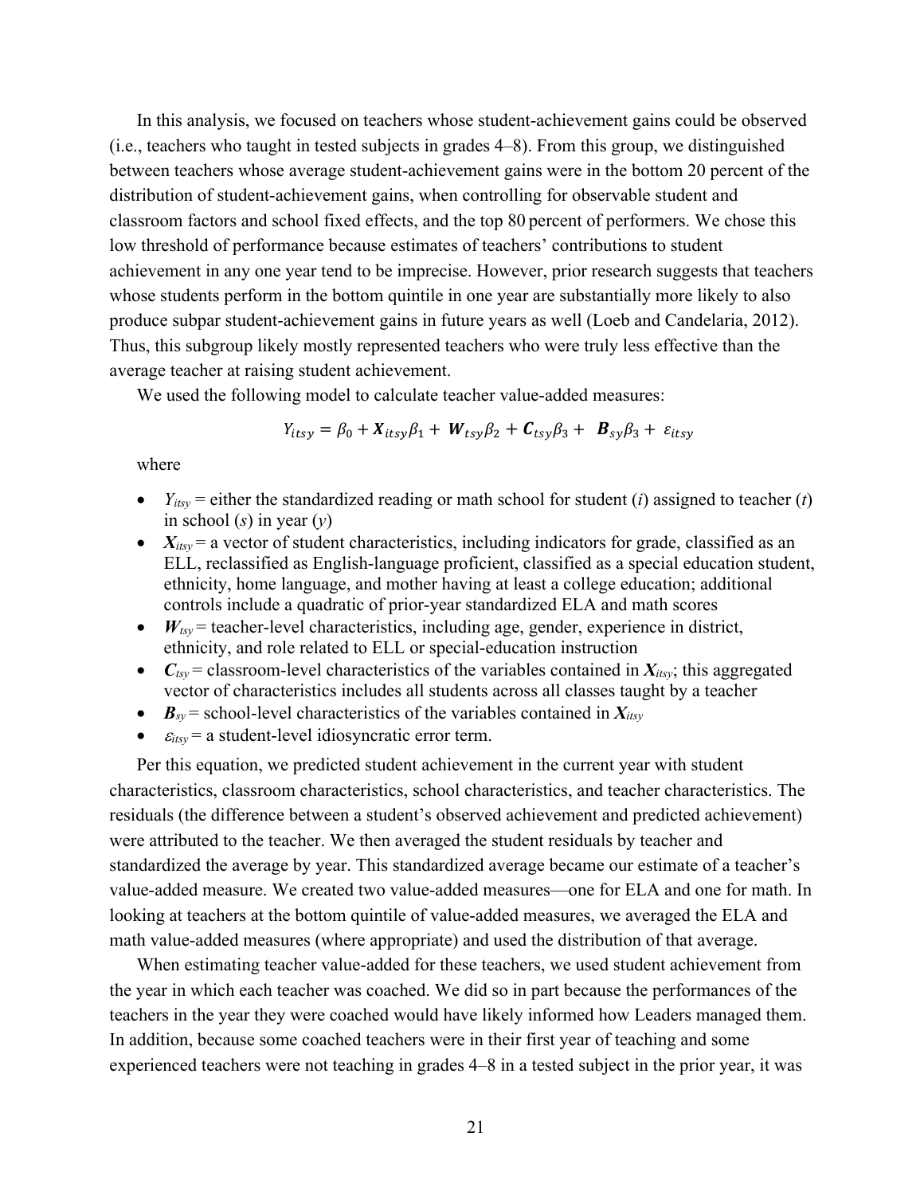In this analysis, we focused on teachers whose student-achievement gains could be observed (i.e., teachers who taught in tested subjects in grades 4–8). From this group, we distinguished between teachers whose average student-achievement gains were in the bottom 20 percent of the distribution of student-achievement gains, when controlling for observable student and classroom factors and school fixed effects, and the top 80 percent of performers. We chose this low threshold of performance because estimates of teachers' contributions to student achievement in any one year tend to be imprecise. However, prior research suggests that teachers whose students perform in the bottom quintile in one year are substantially more likely to also produce subpar student-achievement gains in future years as well (Loeb and Candelaria, 2012). Thus, this subgroup likely mostly represented teachers who were truly less effective than the average teacher at raising student achievement.

We used the following model to calculate teacher value-added measures:

$$Y_{itsy} = \beta_0 + \boldsymbol{X}_{itsy}\beta_1 + \boldsymbol{W}_{tsy}\beta_2 + \boldsymbol{C}_{tsy}\beta_3 + \boldsymbol{B}_{sy}\beta_3 + \varepsilon_{itsy}$$

where

- $Y_{itsy}$ = either the standardized reading or math school for student ($i$) assigned to teacher ($t$) in school ($s$) in year ($y$)
- $\boldsymbol{X}_{itsy}$ = a vector of student characteristics, including indicators for grade, classified as an ELL, reclassified as English-language proficient, classified as a special education student, ethnicity, home language, and mother having at least a college education; additional controls include a quadratic of prior-year standardized ELA and math scores
- $\boldsymbol{W}_{tsy}$ = teacher-level characteristics, including age, gender, experience in district, ethnicity, and role related to ELL or special-education instruction
- $\boldsymbol{C}_{tsy}$ = classroom-level characteristics of the variables contained in $\boldsymbol{X}_{itsy}$; this aggregated vector of characteristics includes all students across all classes taught by a teacher
- $\boldsymbol{B}_{sy}$ = school-level characteristics of the variables contained in $\boldsymbol{X}_{itsy}$
- $\varepsilon_{itsy}$ = a student-level idiosyncratic error term.

Per this equation, we predicted student achievement in the current year with student characteristics, classroom characteristics, school characteristics, and teacher characteristics. The residuals (the difference between a student's observed achievement and predicted achievement) were attributed to the teacher. We then averaged the student residuals by teacher and standardized the average by year. This standardized average became our estimate of a teacher's value-added measure. We created two value-added measures—one for ELA and one for math. In looking at teachers at the bottom quintile of value-added measures, we averaged the ELA and math value-added measures (where appropriate) and used the distribution of that average.

When estimating teacher value-added for these teachers, we used student achievement from the year in which each teacher was coached. We did so in part because the performances of the teachers in the year they were coached would have likely informed how Leaders managed them. In addition, because some coached teachers were in their first year of teaching and some experienced teachers were not teaching in grades 4–8 in a tested subject in the prior year, it was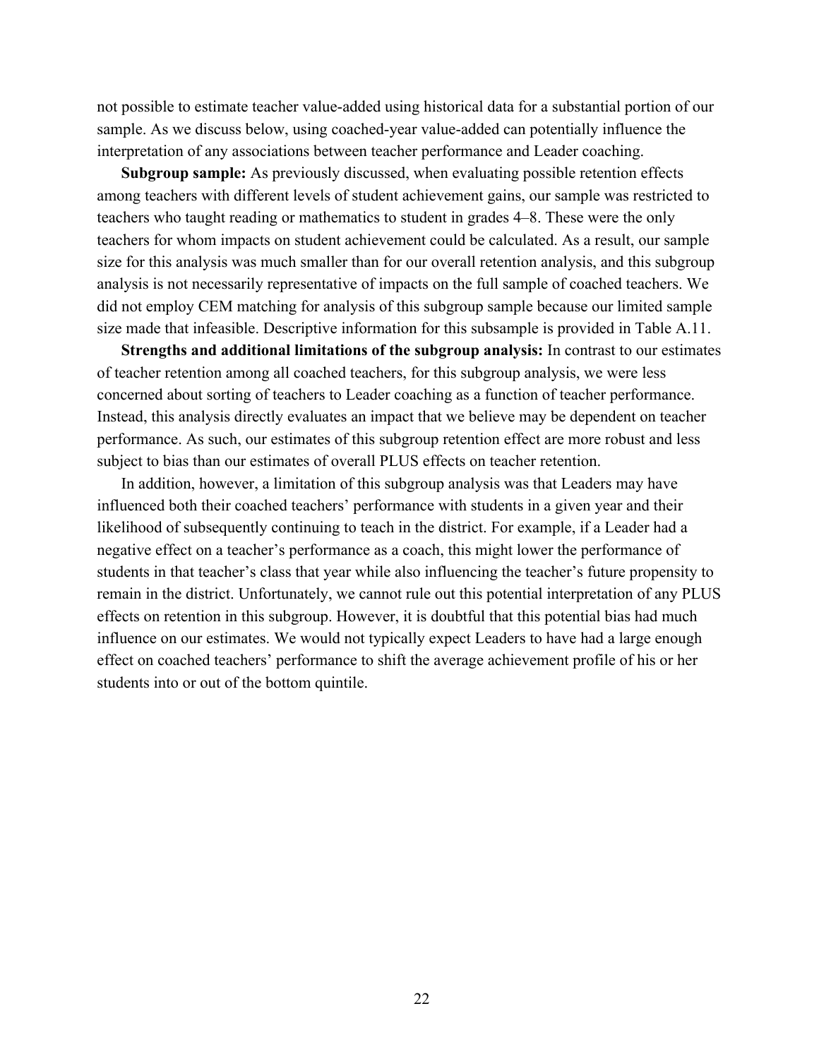not possible to estimate teacher value-added using historical data for a substantial portion of our sample. As we discuss below, using coached-year value-added can potentially influence the interpretation of any associations between teacher performance and Leader coaching.

**Subgroup sample:** As previously discussed, when evaluating possible retention effects among teachers with different levels of student achievement gains, our sample was restricted to teachers who taught reading or mathematics to student in grades 4–8. These were the only teachers for whom impacts on student achievement could be calculated. As a result, our sample size for this analysis was much smaller than for our overall retention analysis, and this subgroup analysis is not necessarily representative of impacts on the full sample of coached teachers. We did not employ CEM matching for analysis of this subgroup sample because our limited sample size made that infeasible. Descriptive information for this subsample is provided in Table A.11.

**Strengths and additional limitations of the subgroup analysis:** In contrast to our estimates of teacher retention among all coached teachers, for this subgroup analysis, we were less concerned about sorting of teachers to Leader coaching as a function of teacher performance. Instead, this analysis directly evaluates an impact that we believe may be dependent on teacher performance. As such, our estimates of this subgroup retention effect are more robust and less subject to bias than our estimates of overall PLUS effects on teacher retention.

In addition, however, a limitation of this subgroup analysis was that Leaders may have influenced both their coached teachers' performance with students in a given year and their likelihood of subsequently continuing to teach in the district. For example, if a Leader had a negative effect on a teacher's performance as a coach, this might lower the performance of students in that teacher's class that year while also influencing the teacher's future propensity to remain in the district. Unfortunately, we cannot rule out this potential interpretation of any PLUS effects on retention in this subgroup. However, it is doubtful that this potential bias had much influence on our estimates. We would not typically expect Leaders to have had a large enough effect on coached teachers' performance to shift the average achievement profile of his or her students into or out of the bottom quintile.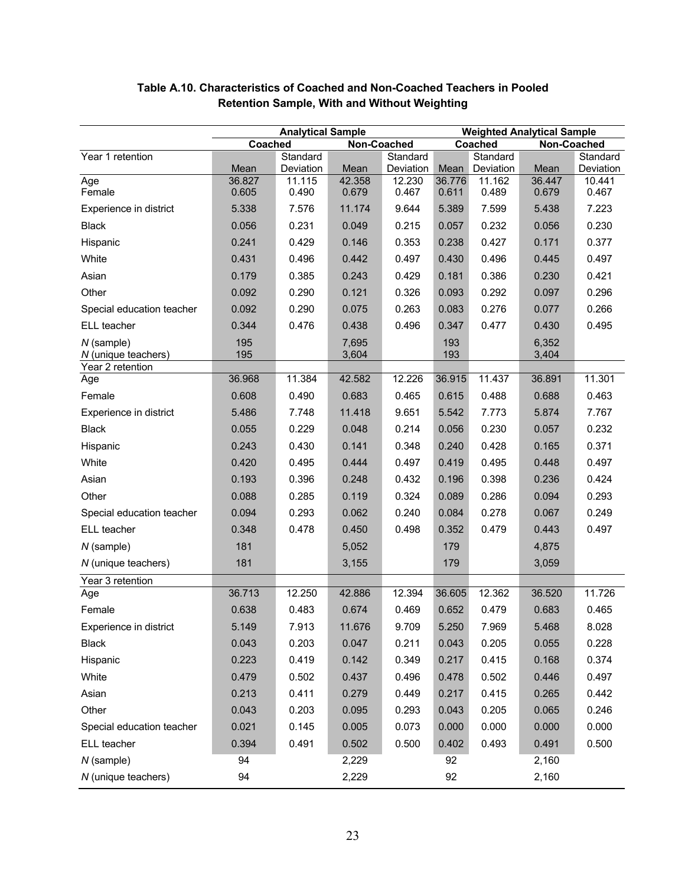**Table A.10. Characteristics of Coached and Non-Coached Teachers in Pooled Retention Sample, With and Without Weighting**

| | Analytical Sample | | | | Weighted Analytical Sample | | | |
|---|---|---|---|---|---|---|---|---|
| | Coached | | Non-Coached | | Coached | | Non-Coached | |
| Year 1 retention | Mean | Standard Deviation | Mean | Standard Deviation | Mean | Standard Deviation | Mean | Standard Deviation |
| Age | 36.827 | 11.115 | 42.358 | 12.230 | 36.776 | 11.162 | 36.447 | 10.441 |
| Female | 0.605 | 0.490 | 0.679 | 0.467 | 0.611 | 0.489 | 0.679 | 0.467 |
| Experience in district | 5.338 | 7.576 | 11.174 | 9.644 | 5.389 | 7.599 | 5.438 | 7.223 |
| Black | 0.056 | 0.231 | 0.049 | 0.215 | 0.057 | 0.232 | 0.056 | 0.230 |
| Hispanic | 0.241 | 0.429 | 0.146 | 0.353 | 0.238 | 0.427 | 0.171 | 0.377 |
| White | 0.431 | 0.496 | 0.442 | 0.497 | 0.430 | 0.496 | 0.445 | 0.497 |
| Asian | 0.179 | 0.385 | 0.243 | 0.429 | 0.181 | 0.386 | 0.230 | 0.421 |
| Other | 0.092 | 0.290 | 0.121 | 0.326 | 0.093 | 0.292 | 0.097 | 0.296 |
| Special education teacher | 0.092 | 0.290 | 0.075 | 0.263 | 0.083 | 0.276 | 0.077 | 0.266 |
| ELL teacher | 0.344 | 0.476 | 0.438 | 0.496 | 0.347 | 0.477 | 0.430 | 0.495 |
| *N* (sample) | 195 | | 7,695 | | 193 | | 6,352 | |
| *N* (unique teachers) | 195 | | 3,604 | | 193 | | 3,404 | |
| Year 2 retention | | | | | | | | |
| Age | 36.968 | 11.384 | 42.582 | 12.226 | 36.915 | 11.437 | 36.891 | 11.301 |
| Female | 0.608 | 0.490 | 0.683 | 0.465 | 0.615 | 0.488 | 0.688 | 0.463 |
| Experience in district | 5.486 | 7.748 | 11.418 | 9.651 | 5.542 | 7.773 | 5.874 | 7.767 |
| Black | 0.055 | 0.229 | 0.048 | 0.214 | 0.056 | 0.230 | 0.057 | 0.232 |
| Hispanic | 0.243 | 0.430 | 0.141 | 0.348 | 0.240 | 0.428 | 0.165 | 0.371 |
| White | 0.420 | 0.495 | 0.444 | 0.497 | 0.419 | 0.495 | 0.448 | 0.497 |
| Asian | 0.193 | 0.396 | 0.248 | 0.432 | 0.196 | 0.398 | 0.236 | 0.424 |
| Other | 0.088 | 0.285 | 0.119 | 0.324 | 0.089 | 0.286 | 0.094 | 0.293 |
| Special education teacher | 0.094 | 0.293 | 0.062 | 0.240 | 0.084 | 0.278 | 0.067 | 0.249 |
| ELL teacher | 0.348 | 0.478 | 0.450 | 0.498 | 0.352 | 0.479 | 0.443 | 0.497 |
| *N* (sample) | 181 | | 5,052 | | 179 | | 4,875 | |
| *N* (unique teachers) | 181 | | 3,155 | | 179 | | 3,059 | |
| Year 3 retention | | | | | | | | |
| Age | 36.713 | 12.250 | 42.886 | 12.394 | 36.605 | 12.362 | 36.520 | 11.726 |
| Female | 0.638 | 0.483 | 0.674 | 0.469 | 0.652 | 0.479 | 0.683 | 0.465 |
| Experience in district | 5.149 | 7.913 | 11.676 | 9.709 | 5.250 | 7.969 | 5.468 | 8.028 |
| Black | 0.043 | 0.203 | 0.047 | 0.211 | 0.043 | 0.205 | 0.055 | 0.228 |
| Hispanic | 0.223 | 0.419 | 0.142 | 0.349 | 0.217 | 0.415 | 0.168 | 0.374 |
| White | 0.479 | 0.502 | 0.437 | 0.496 | 0.478 | 0.502 | 0.446 | 0.497 |
| Asian | 0.213 | 0.411 | 0.279 | 0.449 | 0.217 | 0.415 | 0.265 | 0.442 |
| Other | 0.043 | 0.203 | 0.095 | 0.293 | 0.043 | 0.205 | 0.065 | 0.246 |
| Special education teacher | 0.021 | 0.145 | 0.005 | 0.073 | 0.000 | 0.000 | 0.000 | 0.000 |
| ELL teacher | 0.394 | 0.491 | 0.502 | 0.500 | 0.402 | 0.493 | 0.491 | 0.500 |
| *N* (sample) | 94 | | 2,229 | | 92 | | 2,160 | |
| *N* (unique teachers) | 94 | | 2,229 | | 92 | | 2,160 | |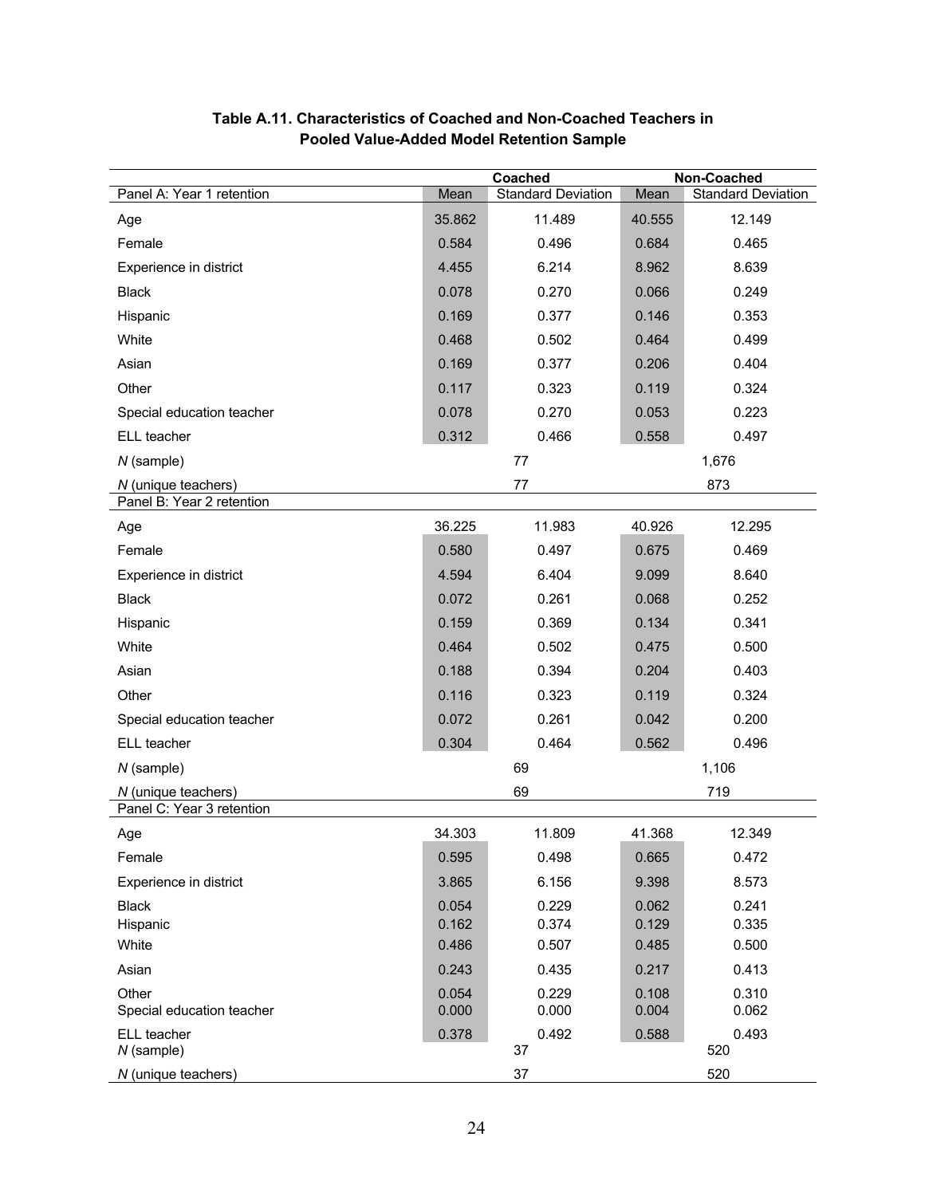**Table A.11. Characteristics of Coached and Non-Coached Teachers in Pooled Value-Added Model Retention Sample**

| | Coached | | Non-Coached | |
|---|---|---|---|---|
| Panel A: Year 1 retention | Mean | Standard Deviation | Mean | Standard Deviation |
| Age | 35.862 | 11.489 | 40.555 | 12.149 |
| Female | 0.584 | 0.496 | 0.684 | 0.465 |
| Experience in district | 4.455 | 6.214 | 8.962 | 8.639 |
| Black | 0.078 | 0.270 | 0.066 | 0.249 |
| Hispanic | 0.169 | 0.377 | 0.146 | 0.353 |
| White | 0.468 | 0.502 | 0.464 | 0.499 |
| Asian | 0.169 | 0.377 | 0.206 | 0.404 |
| Other | 0.117 | 0.323 | 0.119 | 0.324 |
| Special education teacher | 0.078 | 0.270 | 0.053 | 0.223 |
| ELL teacher | 0.312 | 0.466 | 0.558 | 0.497 |
| *N* (sample) | 77 | | 1,676 | |
| *N* (unique teachers) | 77 | | 873 | |
| Panel B: Year 2 retention | | | | |
| Age | 36.225 | 11.983 | 40.926 | 12.295 |
| Female | 0.580 | 0.497 | 0.675 | 0.469 |
| Experience in district | 4.594 | 6.404 | 9.099 | 8.640 |
| Black | 0.072 | 0.261 | 0.068 | 0.252 |
| Hispanic | 0.159 | 0.369 | 0.134 | 0.341 |
| White | 0.464 | 0.502 | 0.475 | 0.500 |
| Asian | 0.188 | 0.394 | 0.204 | 0.403 |
| Other | 0.116 | 0.323 | 0.119 | 0.324 |
| Special education teacher | 0.072 | 0.261 | 0.042 | 0.200 |
| ELL teacher | 0.304 | 0.464 | 0.562 | 0.496 |
| *N* (sample) | 69 | | 1,106 | |
| *N* (unique teachers) | 69 | | 719 | |
| Panel C: Year 3 retention | | | | |
| Age | 34.303 | 11.809 | 41.368 | 12.349 |
| Female | 0.595 | 0.498 | 0.665 | 0.472 |
| Experience in district | 3.865 | 6.156 | 9.398 | 8.573 |
| Black | 0.054 | 0.229 | 0.062 | 0.241 |
| Hispanic | 0.162 | 0.374 | 0.129 | 0.335 |
| White | 0.486 | 0.507 | 0.485 | 0.500 |
| Asian | 0.243 | 0.435 | 0.217 | 0.413 |
| Other | 0.054 | 0.229 | 0.108 | 0.310 |
| Special education teacher | 0.000 | 0.000 | 0.004 | 0.062 |
| ELL teacher | 0.378 | 0.492 | 0.588 | 0.493 |
| *N* (sample) | 37 | | 520 | |
| *N* (unique teachers) | 37 | | 520 | |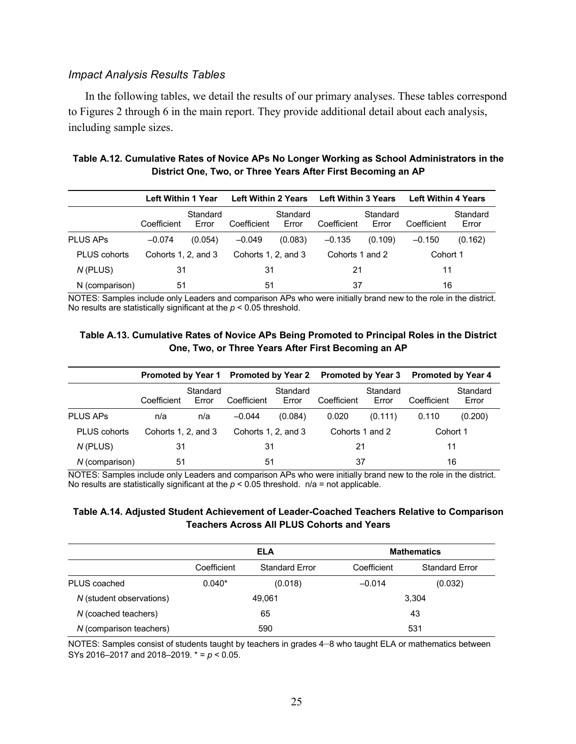### *Impact Analysis Results Tables*

In the following tables, we detail the results of our primary analyses. These tables correspond to Figures 2 through 6 in the main report. They provide additional detail about each analysis, including sample sizes.

**Table A.12. Cumulative Rates of Novice APs No Longer Working as School Administrators in the District One, Two, or Three Years After First Becoming an AP**

| | **Left Within 1 Year** | | **Left Within 2 Years** | | **Left Within 3 Years** | | **Left Within 4 Years** | |
|---|---|---|---|---|---|---|---|---|
| | Coefficient | Standard Error | Coefficient | Standard Error | Coefficient | Standard Error | Coefficient | Standard Error |
| PLUS APs | –0.074 | (0.054) | –0.049 | (0.083) | –0.135 | (0.109) | –0.150 | (0.162) |
| PLUS cohorts | Cohorts 1, 2, and 3 | | Cohorts 1, 2, and 3 | | Cohorts 1 and 2 | | Cohort 1 | |
| *N* (PLUS) | 31 | | 31 | | 21 | | 11 | |
| N (comparison) | 51 | | 51 | | 37 | | 16 | |

NOTES: Samples include only Leaders and comparison APs who were initially brand new to the role in the district. No results are statistically significant at the $p < 0.05$ threshold.

**Table A.13. Cumulative Rates of Novice APs Being Promoted to Principal Roles in the District One, Two, or Three Years After First Becoming an AP**

| | **Promoted by Year 1** | | **Promoted by Year 2** | | **Promoted by Year 3** | | **Promoted by Year 4** | |
|---|---|---|---|---|---|---|---|---|
| | Coefficient | Standard Error | Coefficient | Standard Error | Coefficient | Standard Error | Coefficient | Standard Error |
| PLUS APs | n/a | n/a | –0.044 | (0.084) | 0.020 | (0.111) | 0.110 | (0.200) |
| PLUS cohorts | Cohorts 1, 2, and 3 | | Cohorts 1, 2, and 3 | | Cohorts 1 and 2 | | Cohort 1 | |
| *N* (PLUS) | 31 | | 31 | | 21 | | 11 | |
| *N* (comparison) | 51 | | 51 | | 37 | | 16 | |

NOTES: Samples include only Leaders and comparison APs who were initially brand new to the role in the district. No results are statistically significant at the $p < 0.05$ threshold. n/a = not applicable.

**Table A.14. Adjusted Student Achievement of Leader-Coached Teachers Relative to Comparison Teachers Across All PLUS Cohorts and Years**

| | **ELA** | | **Mathematics** | |
|---|---|---|---|---|
| | Coefficient | Standard Error | Coefficient | Standard Error |
| PLUS coached | 0.040* | (0.018) | –0.014 | (0.032) |
| *N* (student observations) | 49,061 | | 3,304 | |
| *N* (coached teachers) | 65 | | 43 | |
| *N* (comparison teachers) | 590 | | 531 | |

NOTES: Samples consist of students taught by teachers in grades 4–8 who taught ELA or mathematics between SYs 2016–2017 and 2018–2019. * = $p < 0.05$.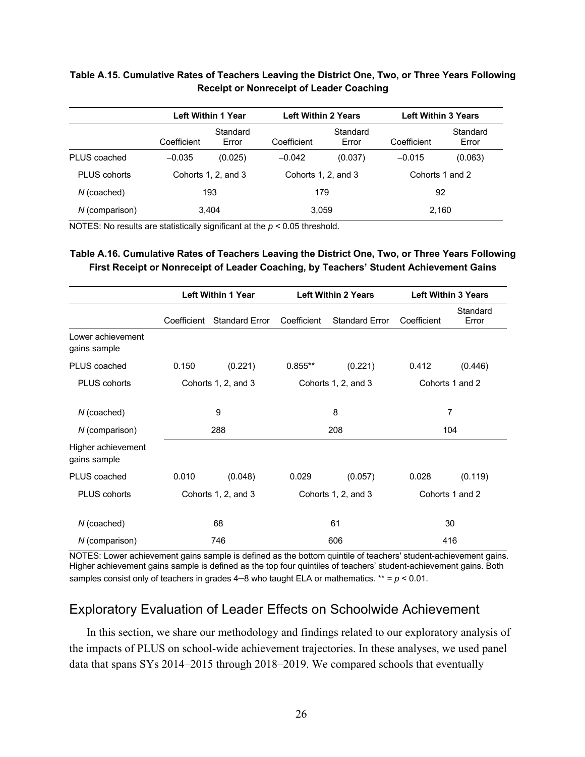**Table A.15. Cumulative Rates of Teachers Leaving the District One, Two, or Three Years Following Receipt or Nonreceipt of Leader Coaching**

| | Left Within 1 Year | | Left Within 2 Years | | Left Within 3 Years | |
|---|---|---|---|---|---|---|
| | Coefficient | Standard Error | Coefficient | Standard Error | Coefficient | Standard Error |
| PLUS coached | –0.035 | (0.025) | –0.042 | (0.037) | –0.015 | (0.063) |
| PLUS cohorts | Cohorts 1, 2, and 3 | | Cohorts 1, 2, and 3 | | Cohorts 1 and 2 | |
| *N* (coached) | 193 | | 179 | | 92 | |
| *N* (comparison) | 3,404 | | 3,059 | | 2,160 | |

NOTES: No results are statistically significant at the $p < 0.05$ threshold.

**Table A.16. Cumulative Rates of Teachers Leaving the District One, Two, or Three Years Following First Receipt or Nonreceipt of Leader Coaching, by Teachers' Student Achievement Gains**

| | Left Within 1 Year | | Left Within 2 Years | | Left Within 3 Years | |
|---|---|---|---|---|---|---|
| | Coefficient | Standard Error | Coefficient | Standard Error | Coefficient | Standard Error |
| Lower achievement gains sample | | | | | | |
| PLUS coached | 0.150 | (0.221) | 0.855** | (0.221) | 0.412 | (0.446) |
| PLUS cohorts | Cohorts 1, 2, and 3 | | Cohorts 1, 2, and 3 | | Cohorts 1 and 2 | |
| *N* (coached) | 9 | | 8 | | 7 | |
| *N* (comparison) | 288 | | 208 | | 104 | |
| Higher achievement gains sample | | | | | | |
| PLUS coached | 0.010 | (0.048) | 0.029 | (0.057) | 0.028 | (0.119) |
| PLUS cohorts | Cohorts 1, 2, and 3 | | Cohorts 1, 2, and 3 | | Cohorts 1 and 2 | |
| *N* (coached) | 68 | | 61 | | 30 | |
| *N* (comparison) | 746 | | 606 | | 416 | |

NOTES: Lower achievement gains sample is defined as the bottom quintile of teachers' student-achievement gains. Higher achievement gains sample is defined as the top four quintiles of teachers' student-achievement gains. Both samples consist only of teachers in grades 4–8 who taught ELA or mathematics. ** = $p < 0.01$.

## Exploratory Evaluation of Leader Effects on Schoolwide Achievement

In this section, we share our methodology and findings related to our exploratory analysis of the impacts of PLUS on school-wide achievement trajectories. In these analyses, we used panel data that spans SYs 2014–2015 through 2018–2019. We compared schools that eventually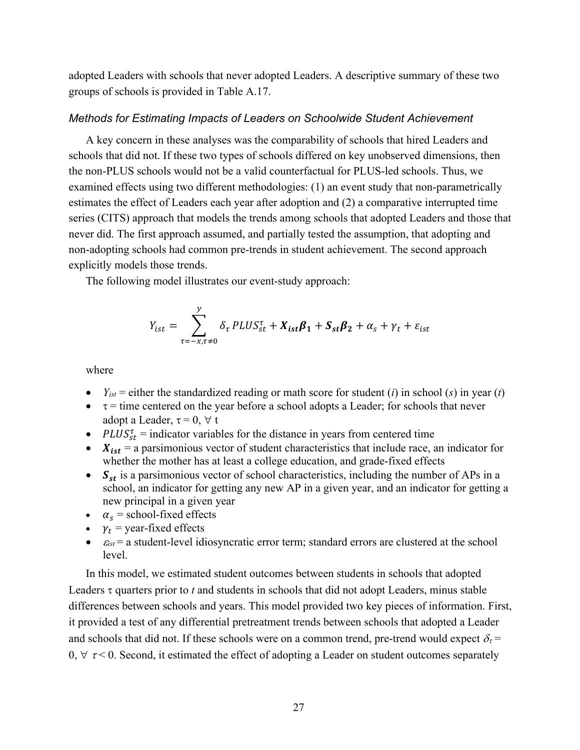adopted Leaders with schools that never adopted Leaders. A descriptive summary of these two groups of schools is provided in Table A.17.

### *Methods for Estimating Impacts of Leaders on Schoolwide Student Achievement*

A key concern in these analyses was the comparability of schools that hired Leaders and schools that did not. If these two types of schools differed on key unobserved dimensions, then the non-PLUS schools would not be a valid counterfactual for PLUS-led schools. Thus, we examined effects using two different methodologies: (1) an event study that non-parametrically estimates the effect of Leaders each year after adoption and (2) a comparative interrupted time series (CITS) approach that models the trends among schools that adopted Leaders and those that never did. The first approach assumed, and partially tested the assumption, that adopting and non-adopting schools had common pre-trends in student achievement. The second approach explicitly models those trends.

The following model illustrates our event-study approach:

$$Y_{ist} = \sum_{\tau=-x,\tau\neq 0}^{y} \delta_\tau \, PLUS_{st}^{\tau} + \boldsymbol{X_{ist}\beta_1} + \boldsymbol{S_{st}\beta_2} + \alpha_s + \gamma_t + \varepsilon_{ist}$$

where

- $Y_{ist}$ = either the standardized reading or math score for student (*i*) in school (*s*) in year (*t*)
- $\tau$ = time centered on the year before a school adopts a Leader; for schools that never adopt a Leader, $\tau = 0, \forall$ t
- $PLUS_{st}^{\tau}$ = indicator variables for the distance in years from centered time
- $\boldsymbol{X_{ist}}$ = a parsimonious vector of student characteristics that include race, an indicator for whether the mother has at least a college education, and grade-fixed effects
- $\boldsymbol{S_{st}}$ is a parsimonious vector of school characteristics, including the number of APs in a school, an indicator for getting any new AP in a given year, and an indicator for getting a new principal in a given year
- $\alpha_s$ = school-fixed effects
- $\gamma_t$ = year-fixed effects
- $\varepsilon_{ist}$ = a student-level idiosyncratic error term; standard errors are clustered at the school level.

In this model, we estimated student outcomes between students in schools that adopted Leaders $\tau$ quarters prior to *t* and students in schools that did not adopt Leaders, minus stable differences between schools and years. This model provided two key pieces of information. First, it provided a test of any differential pretreatment trends between schools that adopted a Leader and schools that did not. If these schools were on a common trend, pre-trend would expect $\delta_\tau = 0, \forall \ \tau < 0$. Second, it estimated the effect of adopting a Leader on student outcomes separately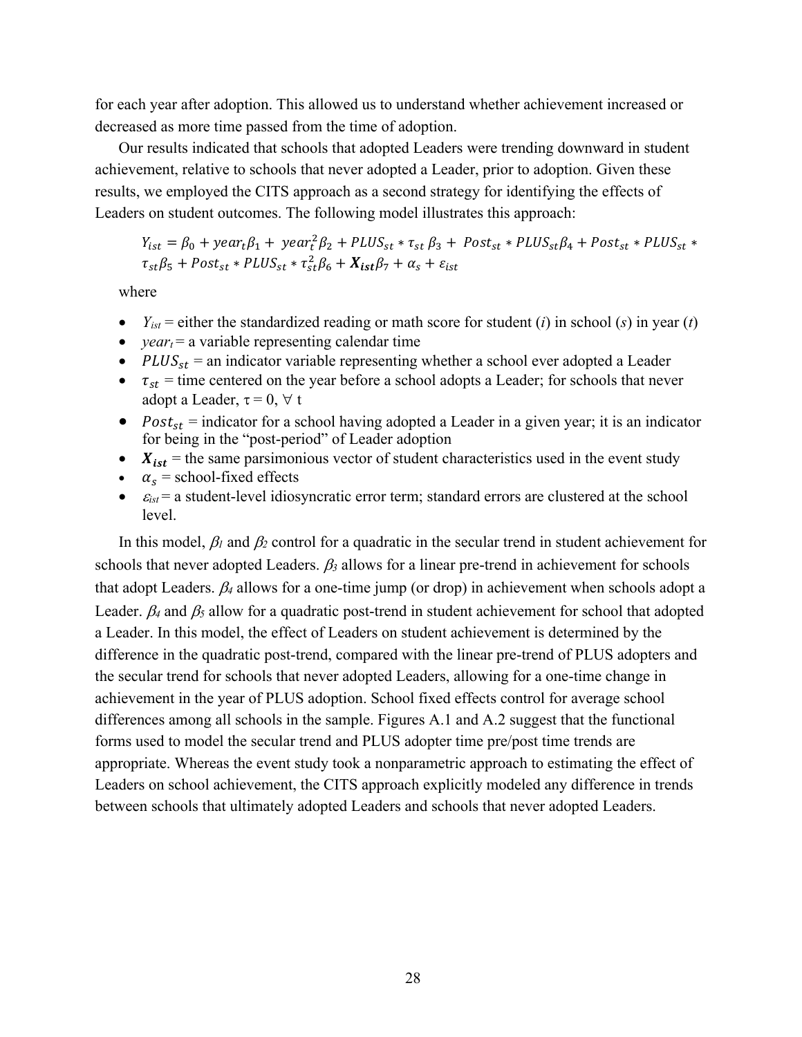for each year after adoption. This allowed us to understand whether achievement increased or decreased as more time passed from the time of adoption.

Our results indicated that schools that adopted Leaders were trending downward in student achievement, relative to schools that never adopted a Leader, prior to adoption. Given these results, we employed the CITS approach as a second strategy for identifying the effects of Leaders on student outcomes. The following model illustrates this approach:

$$Y_{ist} = \beta_0 + year_t\beta_1 + year_t^2\beta_2 + PLUS_{st} * \tau_{st}\,\beta_3 + Post_{st} * PLUS_{st}\beta_4 + Post_{st} * PLUS_{st} * \tau_{st}\beta_5 + Post_{st} * PLUS_{st} * \tau_{st}^2\beta_6 + \boldsymbol{X_{ist}}\beta_7 + \alpha_s + \varepsilon_{ist}$$

where

- $Y_{ist}$ = either the standardized reading or math score for student ($i$) in school ($s$) in year ($t$)
- $year_t$ = a variable representing calendar time
- $PLUS_{st}$ = an indicator variable representing whether a school ever adopted a Leader
- $\tau_{st}$ = time centered on the year before a school adopts a Leader; for schools that never adopt a Leader, $\tau = 0, \forall$ t
- $Post_{st}$ = indicator for a school having adopted a Leader in a given year; it is an indicator for being in the "post-period" of Leader adoption
- $\boldsymbol{X_{ist}}$ = the same parsimonious vector of student characteristics used in the event study
- $\alpha_s$ = school-fixed effects
- $\varepsilon_{ist}$ = a student-level idiosyncratic error term; standard errors are clustered at the school level.

In this model, $\beta_1$ and $\beta_2$ control for a quadratic in the secular trend in student achievement for schools that never adopted Leaders. $\beta_3$ allows for a linear pre-trend in achievement for schools that adopt Leaders. $\beta_4$ allows for a one-time jump (or drop) in achievement when schools adopt a Leader. $\beta_4$ and $\beta_5$ allow for a quadratic post-trend in student achievement for school that adopted a Leader. In this model, the effect of Leaders on student achievement is determined by the difference in the quadratic post-trend, compared with the linear pre-trend of PLUS adopters and the secular trend for schools that never adopted Leaders, allowing for a one-time change in achievement in the year of PLUS adoption. School fixed effects control for average school differences among all schools in the sample. Figures A.1 and A.2 suggest that the functional forms used to model the secular trend and PLUS adopter time pre/post time trends are appropriate. Whereas the event study took a nonparametric approach to estimating the effect of Leaders on school achievement, the CITS approach explicitly modeled any difference in trends between schools that ultimately adopted Leaders and schools that never adopted Leaders.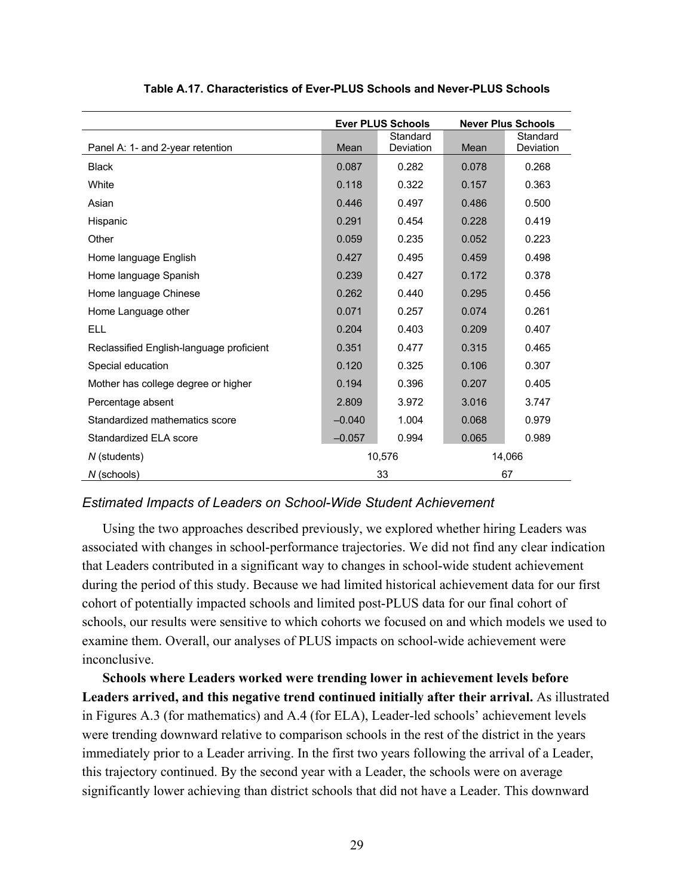**Table A.17. Characteristics of Ever-PLUS Schools and Never-PLUS Schools**

| | Ever PLUS Schools | | Never Plus Schools | |
|---|---|---|---|---|
| Panel A: 1- and 2-year retention | Mean | Standard Deviation | Mean | Standard Deviation |
| Black | 0.087 | 0.282 | 0.078 | 0.268 |
| White | 0.118 | 0.322 | 0.157 | 0.363 |
| Asian | 0.446 | 0.497 | 0.486 | 0.500 |
| Hispanic | 0.291 | 0.454 | 0.228 | 0.419 |
| Other | 0.059 | 0.235 | 0.052 | 0.223 |
| Home language English | 0.427 | 0.495 | 0.459 | 0.498 |
| Home language Spanish | 0.239 | 0.427 | 0.172 | 0.378 |
| Home language Chinese | 0.262 | 0.440 | 0.295 | 0.456 |
| Home Language other | 0.071 | 0.257 | 0.074 | 0.261 |
| ELL | 0.204 | 0.403 | 0.209 | 0.407 |
| Reclassified English-language proficient | 0.351 | 0.477 | 0.315 | 0.465 |
| Special education | 0.120 | 0.325 | 0.106 | 0.307 |
| Mother has college degree or higher | 0.194 | 0.396 | 0.207 | 0.405 |
| Percentage absent | 2.809 | 3.972 | 3.016 | 3.747 |
| Standardized mathematics score | –0.040 | 1.004 | 0.068 | 0.979 |
| Standardized ELA score | –0.057 | 0.994 | 0.065 | 0.989 |
| *N* (students) | 10,576 | | 14,066 | |
| *N* (schools) | 33 | | 67 | |

### *Estimated Impacts of Leaders on School-Wide Student Achievement*

Using the two approaches described previously, we explored whether hiring Leaders was associated with changes in school-performance trajectories. We did not find any clear indication that Leaders contributed in a significant way to changes in school-wide student achievement during the period of this study. Because we had limited historical achievement data for our first cohort of potentially impacted schools and limited post-PLUS data for our final cohort of schools, our results were sensitive to which cohorts we focused on and which models we used to examine them. Overall, our analyses of PLUS impacts on school-wide achievement were inconclusive.

**Schools where Leaders worked were trending lower in achievement levels before Leaders arrived, and this negative trend continued initially after their arrival.** As illustrated in Figures A.3 (for mathematics) and A.4 (for ELA), Leader-led schools' achievement levels were trending downward relative to comparison schools in the rest of the district in the years immediately prior to a Leader arriving. In the first two years following the arrival of a Leader, this trajectory continued. By the second year with a Leader, the schools were on average significantly lower achieving than district schools that did not have a Leader. This downward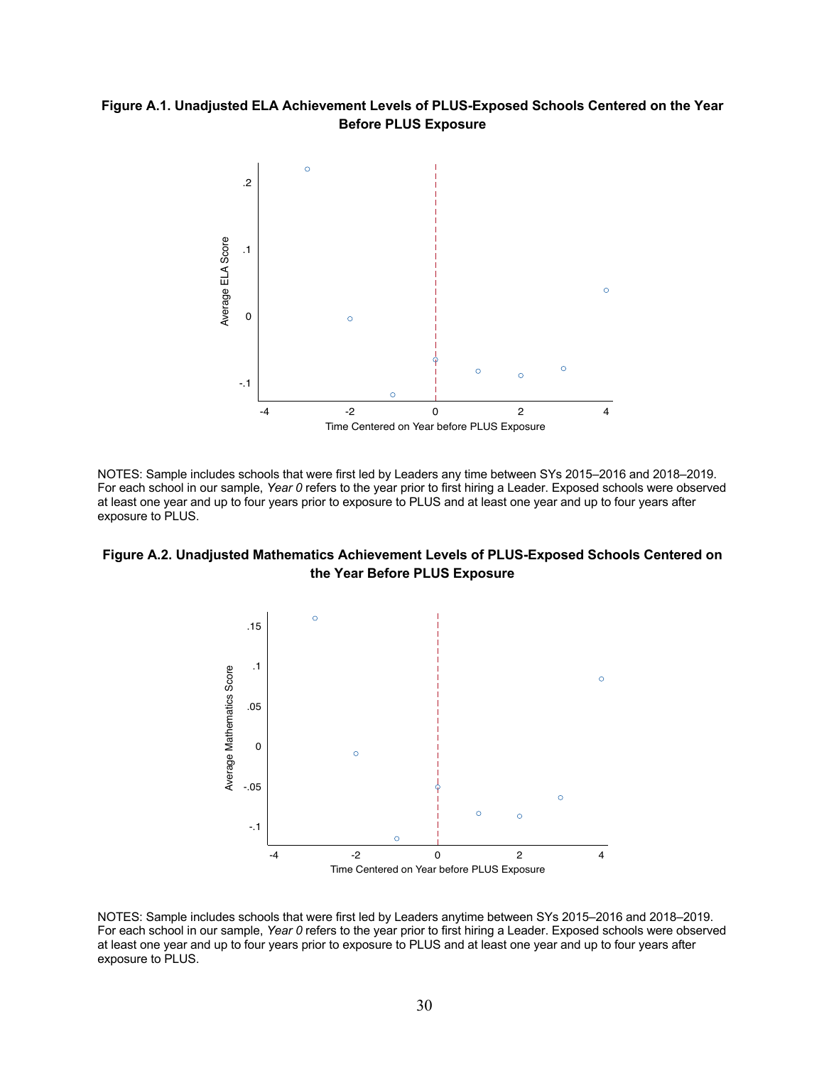**Figure A.1. Unadjusted ELA Achievement Levels of PLUS-Exposed Schools Centered on the Year Before PLUS Exposure**

NOTES: Sample includes schools that were first led by Leaders any time between SYs 2015–2016 and 2018–2019. For each school in our sample, *Year 0* refers to the year prior to first hiring a Leader. Exposed schools were observed at least one year and up to four years prior to exposure to PLUS and at least one year and up to four years after exposure to PLUS.

**Figure A.2. Unadjusted Mathematics Achievement Levels of PLUS-Exposed Schools Centered on the Year Before PLUS Exposure**

NOTES: Sample includes schools that were first led by Leaders anytime between SYs 2015–2016 and 2018–2019. For each school in our sample, *Year 0* refers to the year prior to first hiring a Leader. Exposed schools were observed at least one year and up to four years prior to exposure to PLUS and at least one year and up to four years after exposure to PLUS.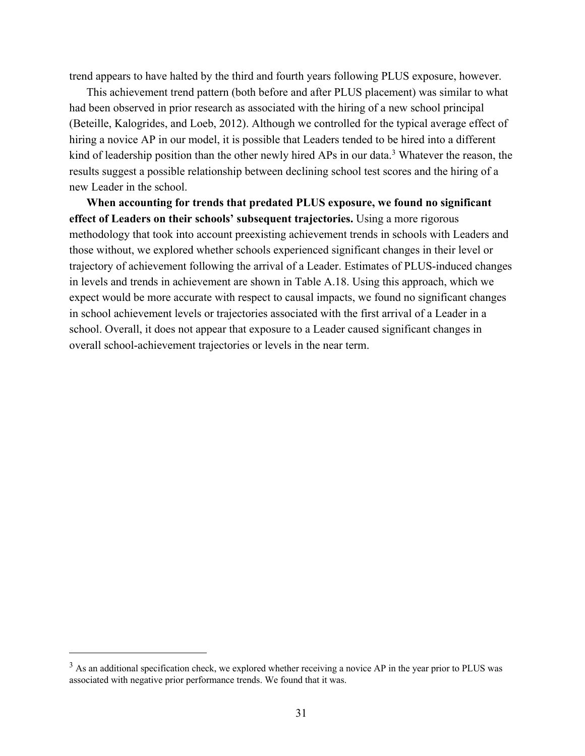trend appears to have halted by the third and fourth years following PLUS exposure, however.

This achievement trend pattern (both before and after PLUS placement) was similar to what had been observed in prior research as associated with the hiring of a new school principal (Beteille, Kalogrides, and Loeb, 2012). Although we controlled for the typical average effect of hiring a novice AP in our model, it is possible that Leaders tended to be hired into a different kind of leadership position than the other newly hired APs in our data.[3] Whatever the reason, the results suggest a possible relationship between declining school test scores and the hiring of a new Leader in the school.

**When accounting for trends that predated PLUS exposure, we found no significant effect of Leaders on their schools' subsequent trajectories.** Using a more rigorous methodology that took into account preexisting achievement trends in schools with Leaders and those without, we explored whether schools experienced significant changes in their level or trajectory of achievement following the arrival of a Leader. Estimates of PLUS-induced changes in levels and trends in achievement are shown in Table A.18. Using this approach, which we expect would be more accurate with respect to causal impacts, we found no significant changes in school achievement levels or trajectories associated with the first arrival of a Leader in a school. Overall, it does not appear that exposure to a Leader caused significant changes in overall school-achievement trajectories or levels in the near term.

[3] As an additional specification check, we explored whether receiving a novice AP in the year prior to PLUS was associated with negative prior performance trends. We found that it was.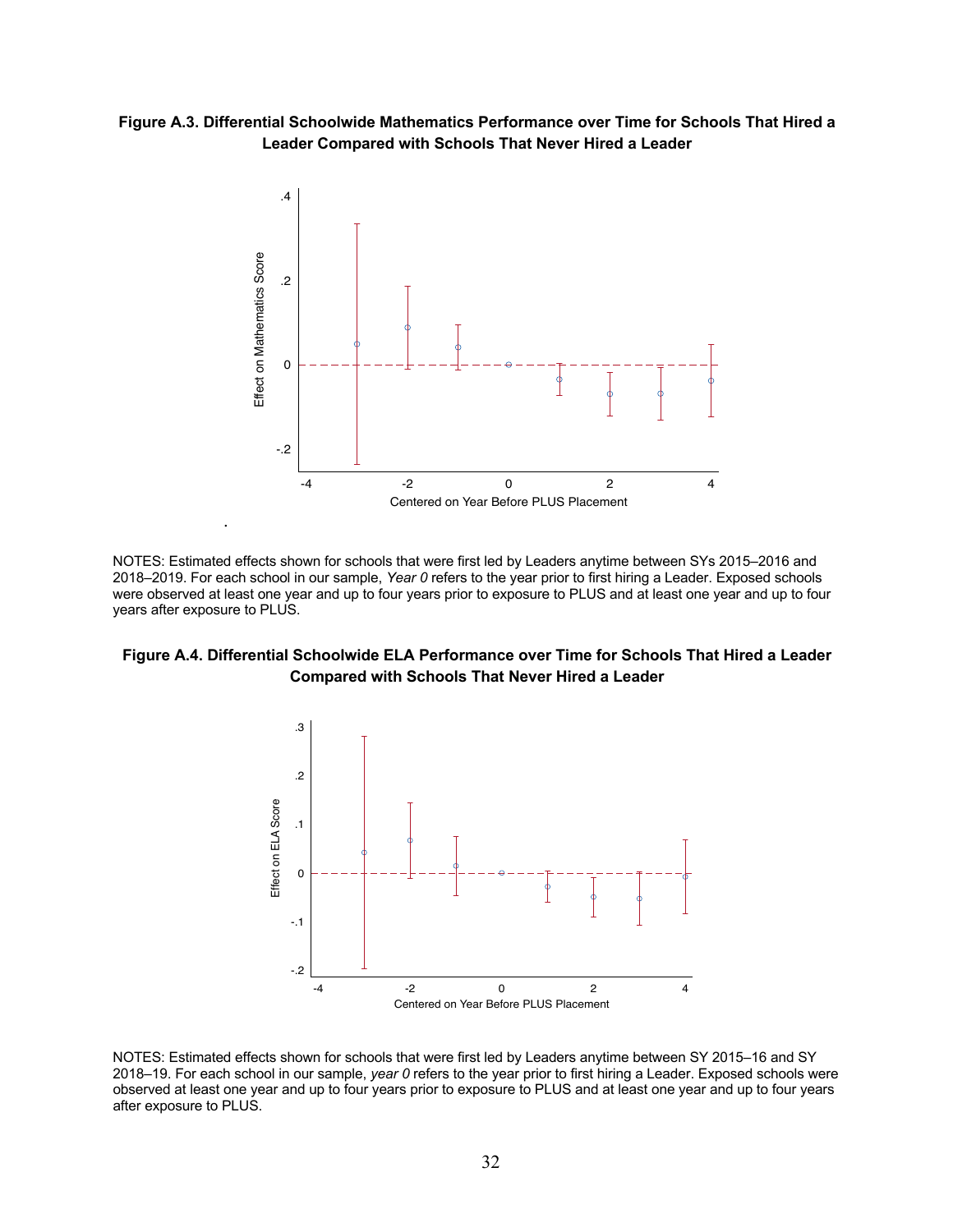**Figure A.3. Differential Schoolwide Mathematics Performance over Time for Schools That Hired a Leader Compared with Schools That Never Hired a Leader**

NOTES: Estimated effects shown for schools that were first led by Leaders anytime between SYs 2015–2016 and 2018–2019. For each school in our sample, *Year 0* refers to the year prior to first hiring a Leader. Exposed schools were observed at least one year and up to four years prior to exposure to PLUS and at least one year and up to four years after exposure to PLUS.

**Figure A.4. Differential Schoolwide ELA Performance over Time for Schools That Hired a Leader Compared with Schools That Never Hired a Leader**

NOTES: Estimated effects shown for schools that were first led by Leaders anytime between SY 2015–16 and SY 2018–19. For each school in our sample, *year 0* refers to the year prior to first hiring a Leader. Exposed schools were observed at least one year and up to four years prior to exposure to PLUS and at least one year and up to four years after exposure to PLUS.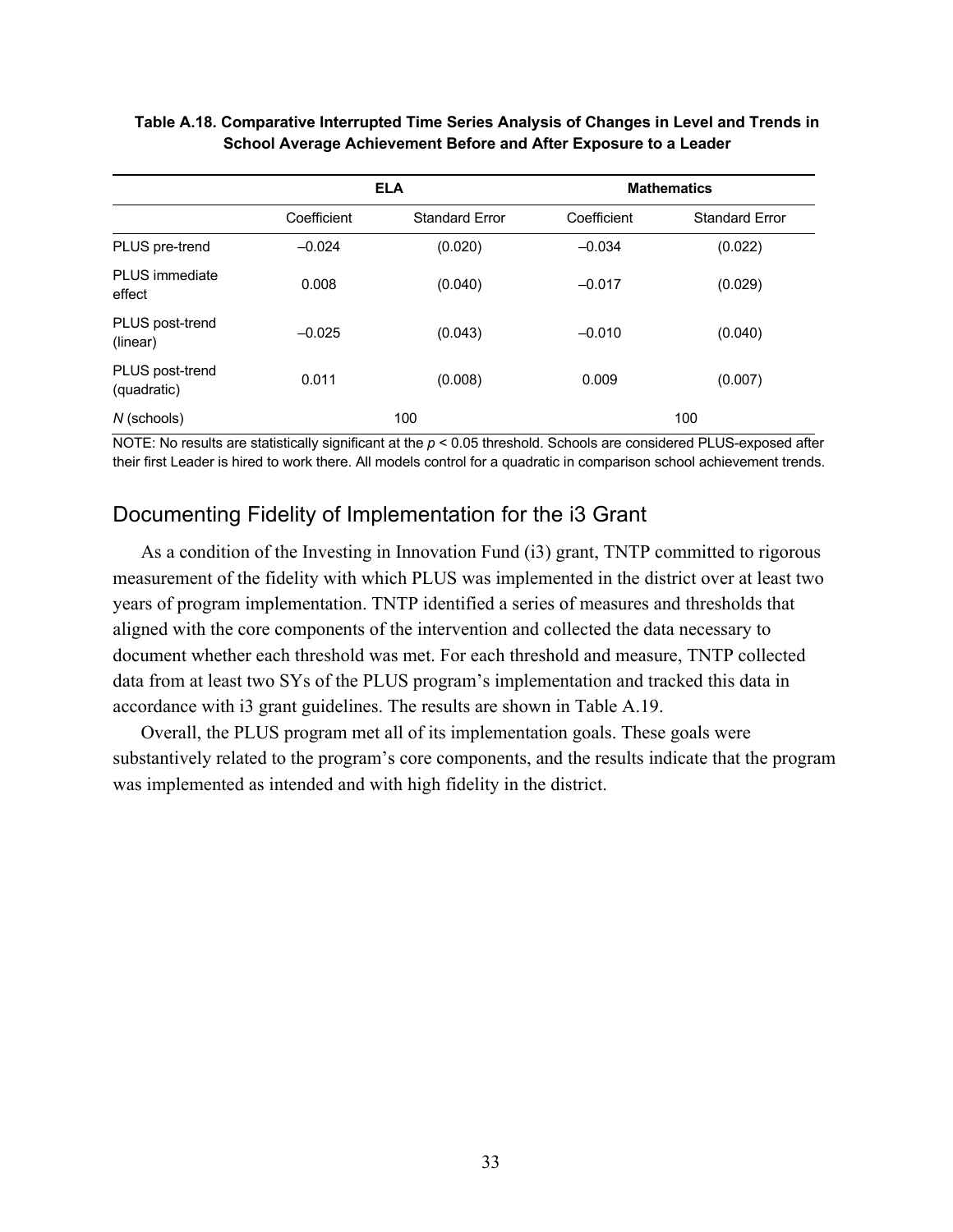**Table A.18. Comparative Interrupted Time Series Analysis of Changes in Level and Trends in School Average Achievement Before and After Exposure to a Leader**

| | ELA | | Mathematics | |
|---|---|---|---|---|
| | Coefficient | Standard Error | Coefficient | Standard Error |
| PLUS pre-trend | –0.024 | (0.020) | –0.034 | (0.022) |
| PLUS immediate effect | 0.008 | (0.040) | –0.017 | (0.029) |
| PLUS post-trend (linear) | –0.025 | (0.043) | –0.010 | (0.040) |
| PLUS post-trend (quadratic) | 0.011 | (0.008) | 0.009 | (0.007) |
| *N* (schools) | 100 | | 100 | |

NOTE: No results are statistically significant at the $p < 0.05$ threshold. Schools are considered PLUS-exposed after their first Leader is hired to work there. All models control for a quadratic in comparison school achievement trends.

## Documenting Fidelity of Implementation for the i3 Grant

As a condition of the Investing in Innovation Fund (i3) grant, TNTP committed to rigorous measurement of the fidelity with which PLUS was implemented in the district over at least two years of program implementation. TNTP identified a series of measures and thresholds that aligned with the core components of the intervention and collected the data necessary to document whether each threshold was met. For each threshold and measure, TNTP collected data from at least two SYs of the PLUS program's implementation and tracked this data in accordance with i3 grant guidelines. The results are shown in Table A.19.

Overall, the PLUS program met all of its implementation goals. These goals were substantively related to the program's core components, and the results indicate that the program was implemented as intended and with high fidelity in the district.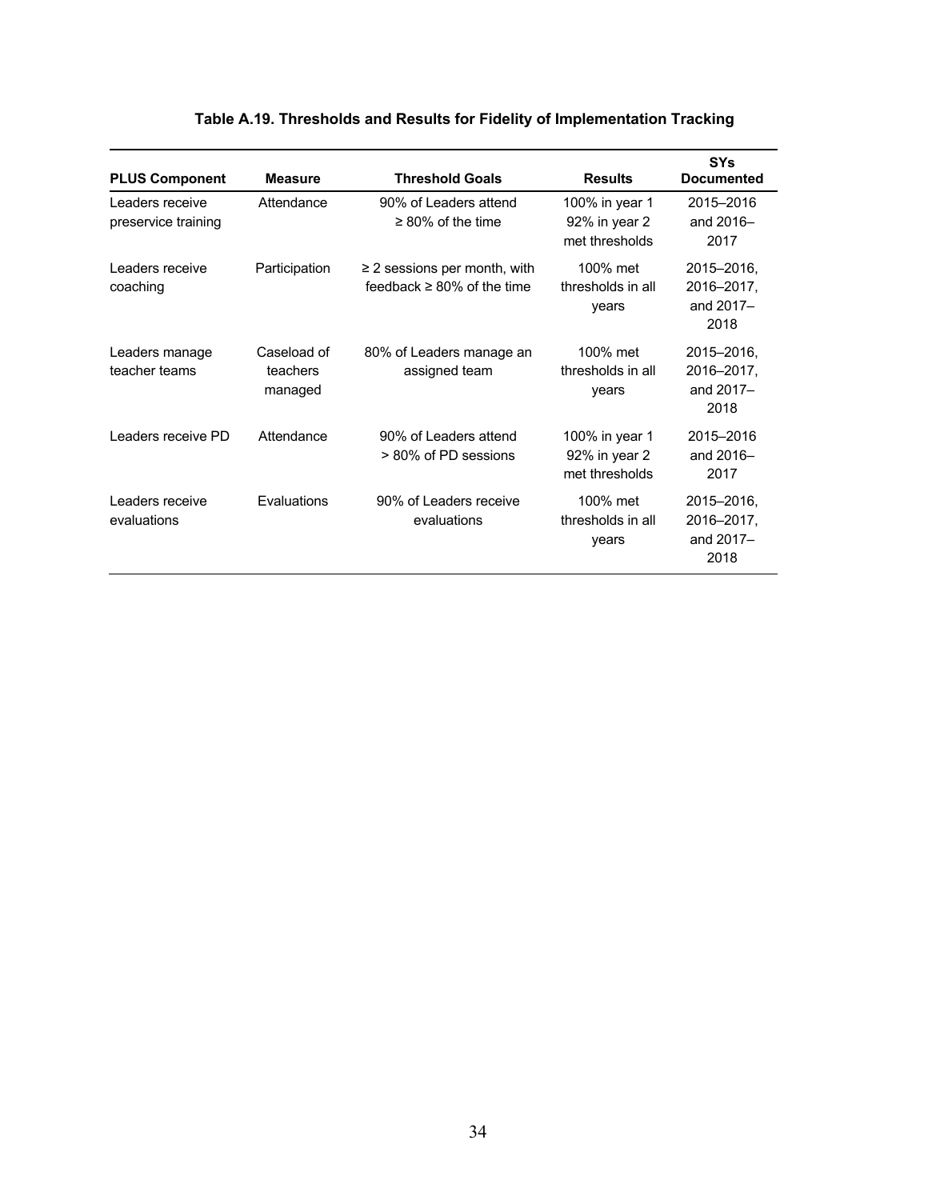**Table A.19. Thresholds and Results for Fidelity of Implementation Tracking**

| PLUS Component | Measure | Threshold Goals | Results | SYs Documented |
|---|---|---|---|---|
| Leaders receive preservice training | Attendance | 90% of Leaders attend ≥ 80% of the time | 100% in year 1 92% in year 2 met thresholds | 2015–2016 and 2016–2017 |
| Leaders receive coaching | Participation | ≥ 2 sessions per month, with feedback ≥ 80% of the time | 100% met thresholds in all years | 2015–2016, 2016–2017, and 2017–2018 |
| Leaders manage teacher teams | Caseload of teachers managed | 80% of Leaders manage an assigned team | 100% met thresholds in all years | 2015–2016, 2016–2017, and 2017–2018 |
| Leaders receive PD | Attendance | 90% of Leaders attend > 80% of PD sessions | 100% in year 1 92% in year 2 met thresholds | 2015–2016 and 2016–2017 |
| Leaders receive evaluations | Evaluations | 90% of Leaders receive evaluations | 100% met thresholds in all years | 2015–2016, 2016–2017, and 2017–2018 |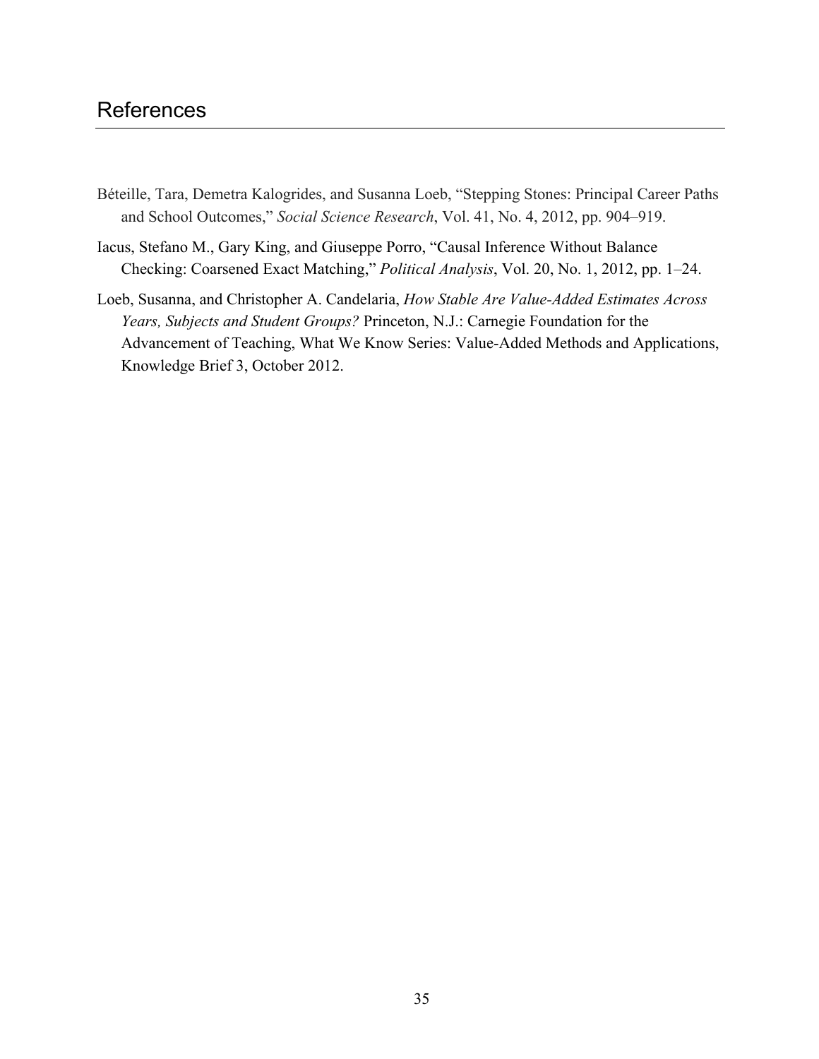# References

Béteille, Tara, Demetra Kalogrides, and Susanna Loeb, "Stepping Stones: Principal Career Paths and School Outcomes," *Social Science Research*, Vol. 41, No. 4, 2012, pp. 904–919.

Iacus, Stefano M., Gary King, and Giuseppe Porro, "Causal Inference Without Balance Checking: Coarsened Exact Matching," *Political Analysis*, Vol. 20, No. 1, 2012, pp. 1–24.

Loeb, Susanna, and Christopher A. Candelaria, *How Stable Are Value-Added Estimates Across Years, Subjects and Student Groups?* Princeton, N.J.: Carnegie Foundation for the Advancement of Teaching, What We Know Series: Value-Added Methods and Applications, Knowledge Brief 3, October 2012.